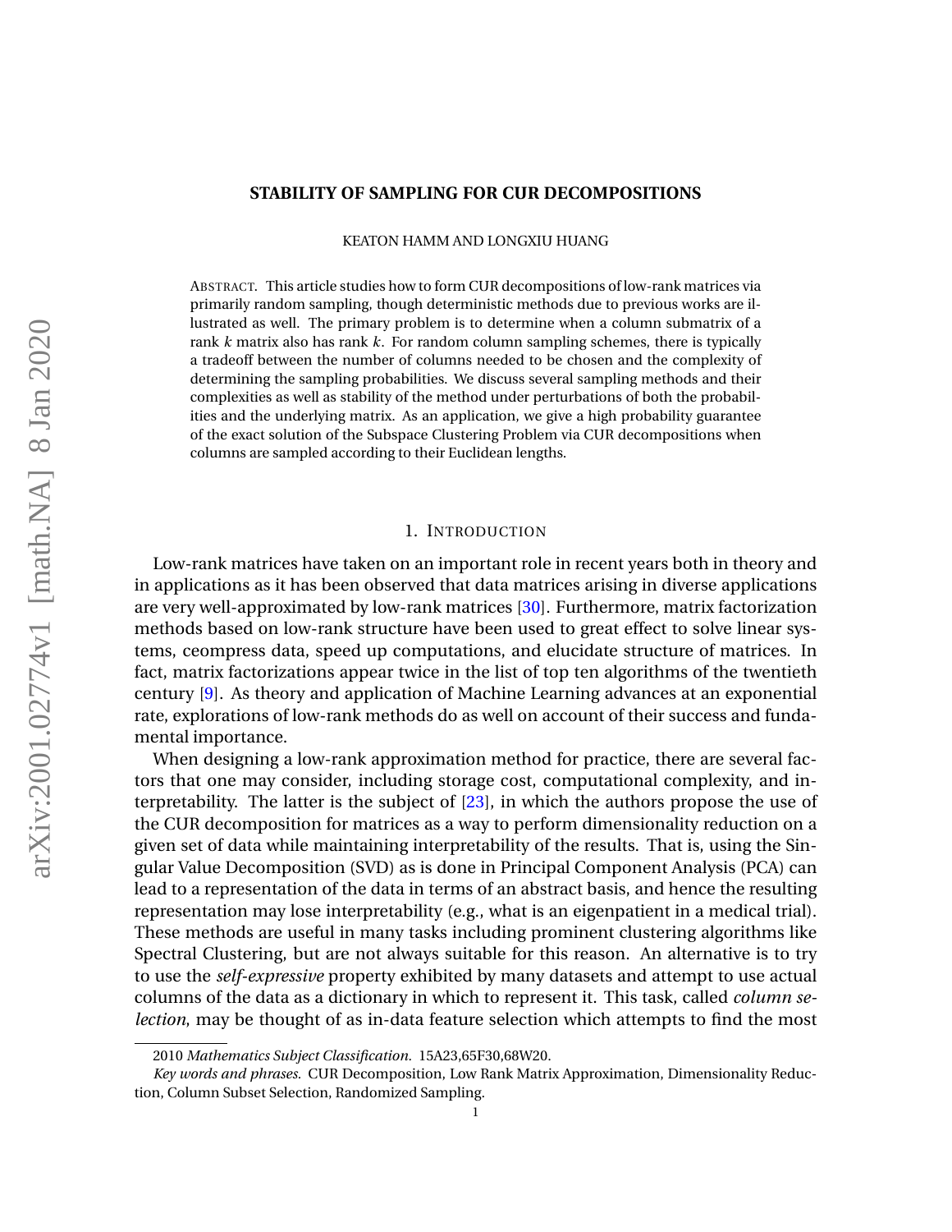# STABILITY OF SAMPLING FOR CUR DECOMPOSITIONS

KEATON HAMM AND LONGXIU HUANG

ABSTRACT. This article studies how to form CUR decompositions of low-rank matrices via primarily random sampling, though deterministic methods due to previous works are illustrated as well. The primary problem is to determine when a column submatrix of a rank $k$ matrix also has rank $k$. For random column sampling schemes, there is typically a tradeoff between the number of columns needed to be chosen and the complexity of determining the sampling probabilities. We discuss several sampling methods and their complexities as well as stability of the method under perturbations of both the probabilities and the underlying matrix. As an application, we give a high probability guarantee of the exact solution of the Subspace Clustering Problem via CUR decompositions when columns are sampled according to their Euclidean lengths.

## 1. INTRODUCTION

Low-rank matrices have taken on an important role in recent years both in theory and in applications as it has been observed that data matrices arising in diverse applications are very well-approximated by low-rank matrices [30]. Furthermore, matrix factorization methods based on low-rank structure have been used to great effect to solve linear systems, ceompress data, speed up computations, and elucidate structure of matrices. In fact, matrix factorizations appear twice in the list of top ten algorithms of the twentieth century [9]. As theory and application of Machine Learning advances at an exponential rate, explorations of low-rank methods do as well on account of their success and fundamental importance.

When designing a low-rank approximation method for practice, there are several factors that one may consider, including storage cost, computational complexity, and interpretability. The latter is the subject of [23], in which the authors propose the use of the CUR decomposition for matrices as a way to perform dimensionality reduction on a given set of data while maintaining interpretability of the results. That is, using the Singular Value Decomposition (SVD) as is done in Principal Component Analysis (PCA) can lead to a representation of the data in terms of an abstract basis, and hence the resulting representation may lose interpretability (e.g., what is an eigenpatient in a medical trial). These methods are useful in many tasks including prominent clustering algorithms like Spectral Clustering, but are not always suitable for this reason. An alternative is to try to use the *self-expressive* property exhibited by many datasets and attempt to use actual columns of the data as a dictionary in which to represent it. This task, called *column selection*, may be thought of as in-data feature selection which attempts to find the most

---

2010 *Mathematics Subject Classification.* 15A23,65F30,68W20.

*Key words and phrases.* CUR Decomposition, Low Rank Matrix Approximation, Dimensionality Reduction, Column Subset Selection, Randomized Sampling.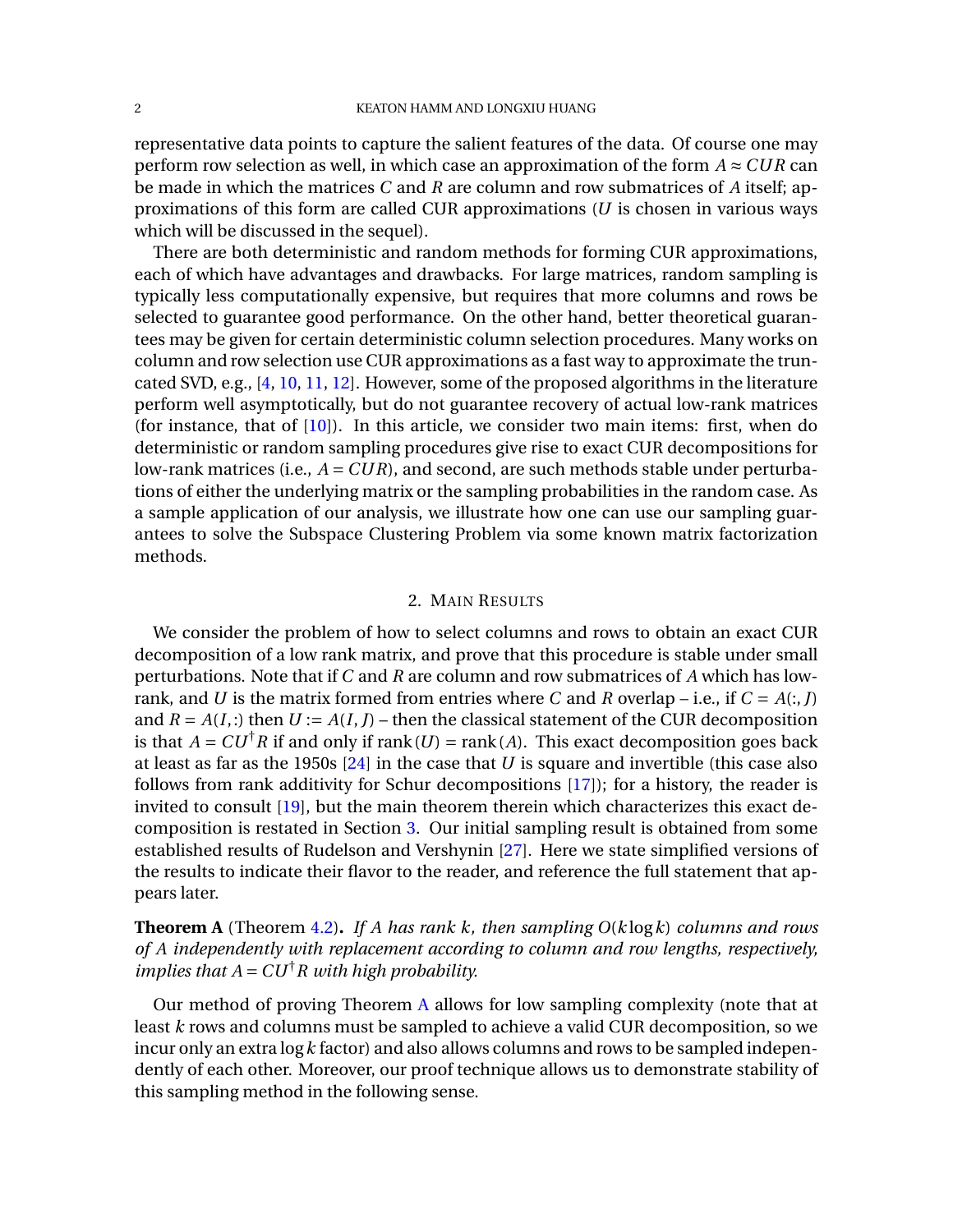representative data points to capture the salient features of the data. Of course one may perform row selection as well, in which case an approximation of the form $A \approx CUR$ can be made in which the matrices $C$ and $R$ are column and row submatrices of $A$ itself; approximations of this form are called CUR approximations ($U$ is chosen in various ways which will be discussed in the sequel).

There are both deterministic and random methods for forming CUR approximations, each of which have advantages and drawbacks. For large matrices, random sampling is typically less computationally expensive, but requires that more columns and rows be selected to guarantee good performance. On the other hand, better theoretical guarantees may be given for certain deterministic column selection procedures. Many works on column and row selection use CUR approximations as a fast way to approximate the truncated SVD, e.g., [4, 10, 11, 12]. However, some of the proposed algorithms in the literature perform well asymptotically, but do not guarantee recovery of actual low-rank matrices (for instance, that of [10]). In this article, we consider two main items: first, when do deterministic or random sampling procedures give rise to exact CUR decompositions for low-rank matrices (i.e., $A = CUR$), and second, are such methods stable under perturbations of either the underlying matrix or the sampling probabilities in the random case. As a sample application of our analysis, we illustrate how one can use our sampling guarantees to solve the Subspace Clustering Problem via some known matrix factorization methods.

## 2. Main Results

We consider the problem of how to select columns and rows to obtain an exact CUR decomposition of a low rank matrix, and prove that this procedure is stable under small perturbations. Note that if $C$ and $R$ are column and row submatrices of $A$ which has low-rank, and $U$ is the matrix formed from entries where $C$ and $R$ overlap – i.e., if $C = A(:,J)$ and $R = A(I,:)$ then $U := A(I,J)$ – then the classical statement of the CUR decomposition is that $A = CU^\dagger R$ if and only if $\mathrm{rank}(U) = \mathrm{rank}(A)$. This exact decomposition goes back at least as far as the 1950s [24] in the case that $U$ is square and invertible (this case also follows from rank additivity for Schur decompositions [17]); for a history, the reader is invited to consult [19], but the main theorem therein which characterizes this exact decomposition is restated in Section 3. Our initial sampling result is obtained from some established results of Rudelson and Vershynin [27]. Here we state simplified versions of the results to indicate their flavor to the reader, and reference the full statement that appears later.

**Theorem A** (Theorem 4.2)**.** *If $A$ has rank $k$, then sampling $O(k \log k)$ columns and rows of $A$ independently with replacement according to column and row lengths, respectively, implies that $A = CU^\dagger R$ with high probability.*

Our method of proving Theorem A allows for low sampling complexity (note that at least $k$ rows and columns must be sampled to achieve a valid CUR decomposition, so we incur only an extra $\log k$ factor) and also allows columns and rows to be sampled independently of each other. Moreover, our proof technique allows us to demonstrate stability of this sampling method in the following sense.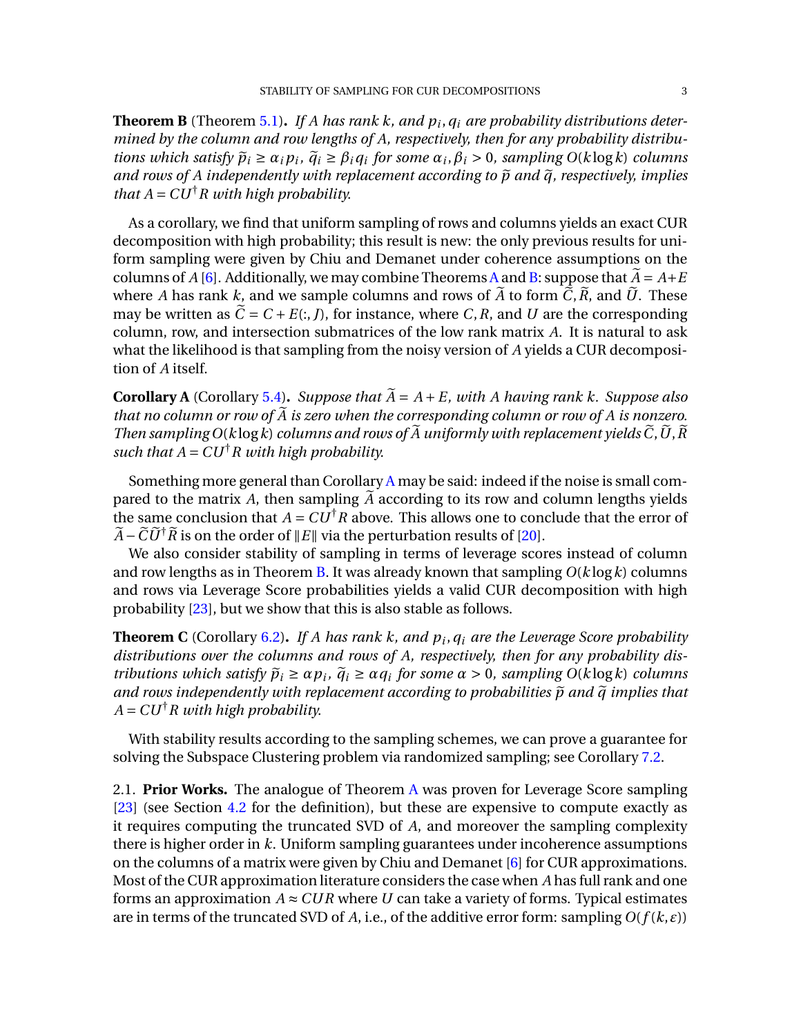**Theorem B** (Theorem 5.1)**.** *If $A$ has rank $k$, and $p_i, q_i$ are probability distributions determined by the column and row lengths of $A$, respectively, then for any probability distributions which satisfy $\widetilde{p}_i \geq \alpha_i p_i$, $\widetilde{q}_i \geq \beta_i q_i$ for some $\alpha_i, \beta_i > 0$, sampling $O(k \log k)$ columns and rows of $A$ independently with replacement according to $\widetilde{p}$ and $\widetilde{q}$, respectively, implies that $A = CU^\dagger R$ with high probability.*

As a corollary, we find that uniform sampling of rows and columns yields an exact CUR decomposition with high probability; this result is new: the only previous results for uniform sampling were given by Chiu and Demanet under coherence assumptions on the columns of $A$ [6]. Additionally, we may combine Theorems A and B: suppose that $\widetilde{A} = A + E$ where $A$ has rank $k$, and we sample columns and rows of $\widetilde{A}$ to form $\widetilde{C}, \widetilde{R}$, and $\widetilde{U}$. These may be written as $\widetilde{C} = C + E(:, J)$, for instance, where $C, R$, and $U$ are the corresponding column, row, and intersection submatrices of the low rank matrix $A$. It is natural to ask what the likelihood is that sampling from the noisy version of $A$ yields a CUR decomposition of $A$ itself.

**Corollary A** (Corollary 5.4)**.** *Suppose that $\widetilde{A} = A + E$, with $A$ having rank $k$. Suppose also that no column or row of $\widetilde{A}$ is zero when the corresponding column or row of $A$ is nonzero. Then sampling $O(k \log k)$ columns and rows of $\widetilde{A}$ uniformly with replacement yields $\widetilde{C}, \widetilde{U}, \widetilde{R}$ such that $A = CU^\dagger R$ with high probability.*

Something more general than Corollary A may be said: indeed if the noise is small compared to the matrix $A$, then sampling $\widetilde{A}$ according to its row and column lengths yields the same conclusion that $A = CU^\dagger R$ above. This allows one to conclude that the error of $\widetilde{A} - \widetilde{C}\widetilde{U}^\dagger \widetilde{R}$ is on the order of $\|E\|$ via the perturbation results of [20].

We also consider stability of sampling in terms of leverage scores instead of column and row lengths as in Theorem B. It was already known that sampling $O(k \log k)$ columns and rows via Leverage Score probabilities yields a valid CUR decomposition with high probability [23], but we show that this is also stable as follows.

**Theorem C** (Corollary 6.2)**.** *If $A$ has rank $k$, and $p_i, q_i$ are the Leverage Score probability distributions over the columns and rows of $A$, respectively, then for any probability distributions which satisfy $\widetilde{p}_i \geq \alpha p_i$, $\widetilde{q}_i \geq \alpha q_i$ for some $\alpha > 0$, sampling $O(k \log k)$ columns and rows independently with replacement according to probabilities $\widetilde{p}$ and $\widetilde{q}$ implies that $A = CU^\dagger R$ with high probability.*

With stability results according to the sampling schemes, we can prove a guarantee for solving the Subspace Clustering problem via randomized sampling; see Corollary 7.2.

2.1. **Prior Works.** The analogue of Theorem A was proven for Leverage Score sampling [23] (see Section 4.2 for the definition), but these are expensive to compute exactly as it requires computing the truncated SVD of $A$, and moreover the sampling complexity there is higher order in $k$. Uniform sampling guarantees under incoherence assumptions on the columns of a matrix were given by Chiu and Demanet [6] for CUR approximations. Most of the CUR approximation literature considers the case when $A$ has full rank and one forms an approximation $A \approx CUR$ where $U$ can take a variety of forms. Typical estimates are in terms of the truncated SVD of $A$, i.e., of the additive error form: sampling $O(f(k, \varepsilon))$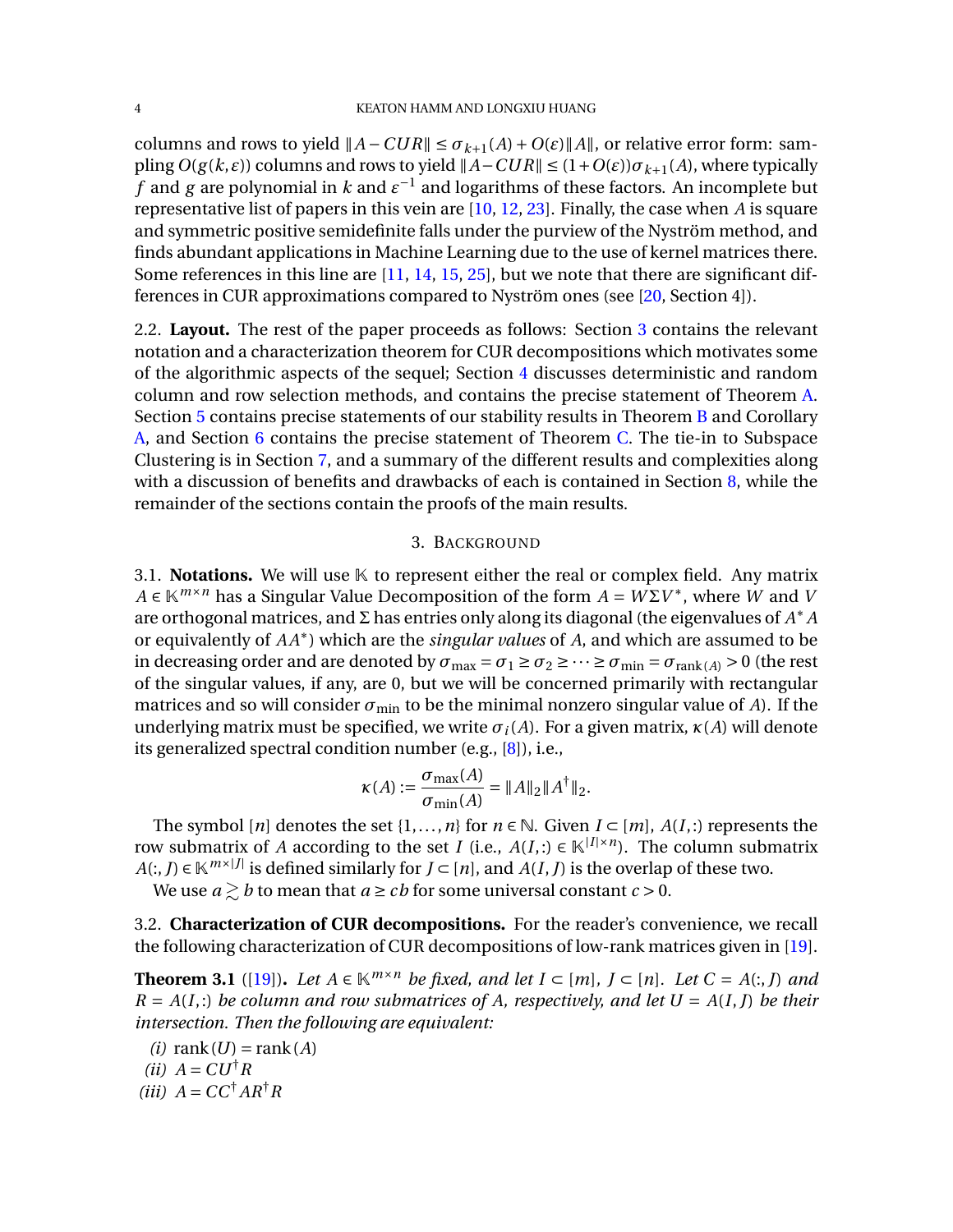columns and rows to yield $\|A - CUR\| \leq \sigma_{k+1}(A) + O(\varepsilon)\|A\|$, or relative error form: sampling $O(g(k,\varepsilon))$ columns and rows to yield $\|A - CUR\| \leq (1+O(\varepsilon))\sigma_{k+1}(A)$, where typically $f$ and $g$ are polynomial in $k$ and $\varepsilon^{-1}$ and logarithms of these factors. An incomplete but representative list of papers in this vein are [10, 12, 23]. Finally, the case when $A$ is square and symmetric positive semidefinite falls under the purview of the Nyström method, and finds abundant applications in Machine Learning due to the use of kernel matrices there. Some references in this line are [11, 14, 15, 25], but we note that there are significant differences in CUR approximations compared to Nyström ones (see [20, Section 4]).

2.2. **Layout.** The rest of the paper proceeds as follows: Section 3 contains the relevant notation and a characterization theorem for CUR decompositions which motivates some of the algorithmic aspects of the sequel; Section 4 discusses deterministic and random column and row selection methods, and contains the precise statement of Theorem A. Section 5 contains precise statements of our stability results in Theorem B and Corollary A, and Section 6 contains the precise statement of Theorem C. The tie-in to Subspace Clustering is in Section 7, and a summary of the different results and complexities along with a discussion of benefits and drawbacks of each is contained in Section 8, while the remainder of the sections contain the proofs of the main results.

## 3. Background

3.1. **Notations.** We will use $\mathbb{K}$ to represent either the real or complex field. Any matrix $A \in \mathbb{K}^{m\times n}$ has a Singular Value Decomposition of the form $A = W\Sigma V^*$, where $W$ and $V$ are orthogonal matrices, and $\Sigma$ has entries only along its diagonal (the eigenvalues of $A^*A$ or equivalently of $AA^*$) which are the *singular values* of $A$, and which are assumed to be in decreasing order and are denoted by $\sigma_{\max} = \sigma_1 \geq \sigma_2 \geq \cdots \geq \sigma_{\min} = \sigma_{\text{rank}(A)} > 0$ (the rest of the singular values, if any, are 0, but we will be concerned primarily with rectangular matrices and so will consider $\sigma_{\min}$ to be the minimal nonzero singular value of $A$). If the underlying matrix must be specified, we write $\sigma_i(A)$. For a given matrix, $\kappa(A)$ will denote its generalized spectral condition number (e.g., [8]), i.e.,

$$\kappa(A) := \frac{\sigma_{\max}(A)}{\sigma_{\min}(A)} = \|A\|_2\|A^\dagger\|_2.$$

The symbol $[n]$ denotes the set $\{1,\dots,n\}$ for $n \in \mathbb{N}$. Given $I \subset [m]$, $A(I,:)$ represents the row submatrix of $A$ according to the set $I$ (i.e., $A(I,:) \in \mathbb{K}^{|I|\times n}$). The column submatrix $A(:,J) \in \mathbb{K}^{m\times|J|}$ is defined similarly for $J \subset [n]$, and $A(I,J)$ is the overlap of these two.

We use $a \gtrsim b$ to mean that $a \geq cb$ for some universal constant $c > 0$.

3.2. **Characterization of CUR decompositions.** For the reader's convenience, we recall the following characterization of CUR decompositions of low-rank matrices given in [19].

**Theorem 3.1** ([19])**.** *Let $A \in \mathbb{K}^{m\times n}$ be fixed, and let $I \subset [m]$, $J \subset [n]$. Let $C = A(:,J)$ and $R = A(I,:)$ be column and row submatrices of $A$, respectively, and let $U = A(I,J)$ be their intersection. Then the following are equivalent:*

*(i)* $\text{rank}(U) = \text{rank}(A)$
*(ii)* $A = CU^\dagger R$
*(iii)* $A = CC^\dagger AR^\dagger R$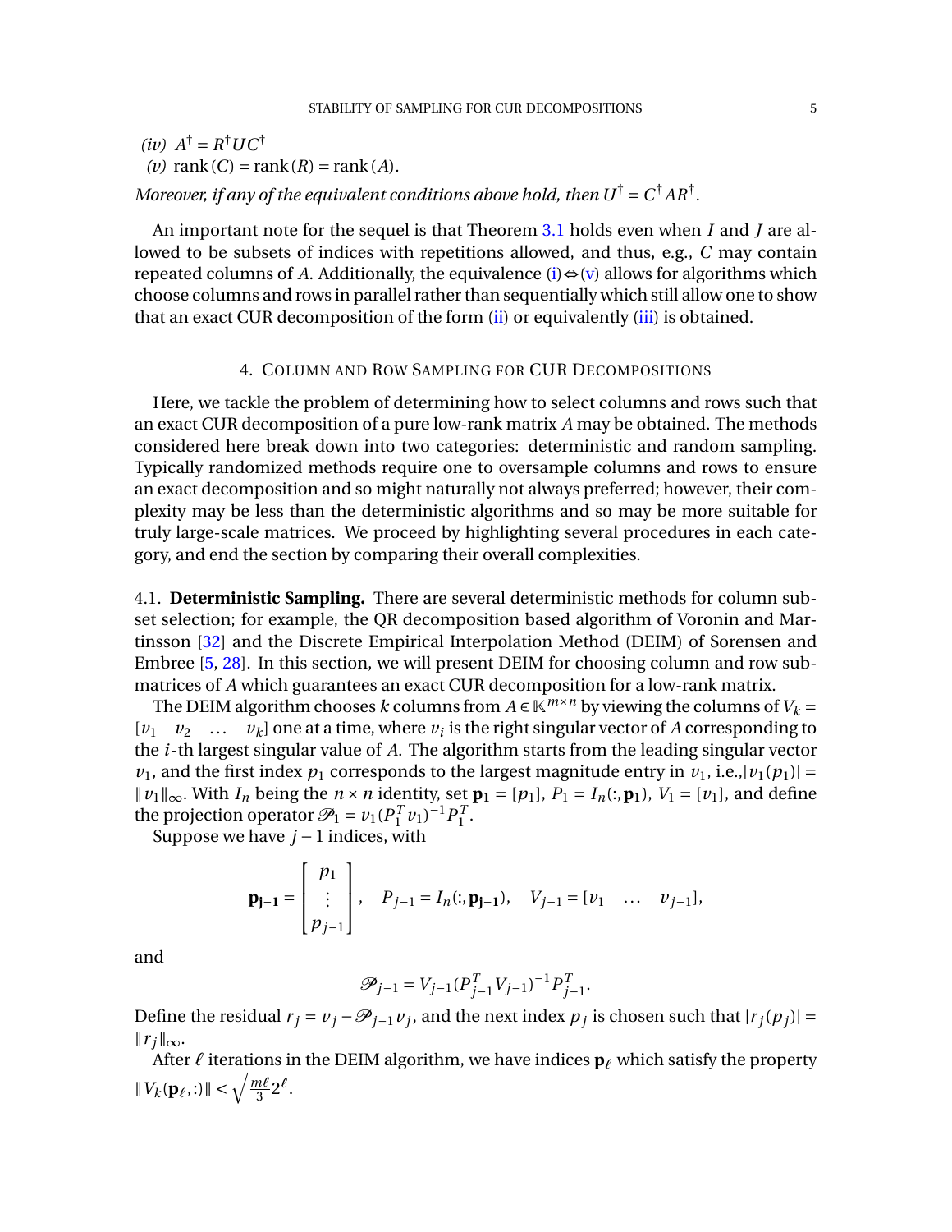*(iv)* $A^\dagger = R^\dagger U C^\dagger$

*(v)* $\operatorname{rank}(C) = \operatorname{rank}(R) = \operatorname{rank}(A)$.

*Moreover, if any of the equivalent conditions above hold, then* $U^\dagger = C^\dagger A R^\dagger$.

An important note for the sequel is that Theorem 3.1 holds even when $I$ and $J$ are allowed to be subsets of indices with repetitions allowed, and thus, e.g., $C$ may contain repeated columns of $A$. Additionally, the equivalence (i)⇔(v) allows for algorithms which choose columns and rows in parallel rather than sequentially which still allow one to show that an exact CUR decomposition of the form (ii) or equivalently (iii) is obtained.

## 4. Column and Row Sampling for CUR Decompositions

Here, we tackle the problem of determining how to select columns and rows such that an exact CUR decomposition of a pure low-rank matrix $A$ may be obtained. The methods considered here break down into two categories: deterministic and random sampling. Typically randomized methods require one to oversample columns and rows to ensure an exact decomposition and so might naturally not always preferred; however, their complexity may be less than the deterministic algorithms and so may be more suitable for truly large-scale matrices. We proceed by highlighting several procedures in each category, and end the section by comparing their overall complexities.

### 4.1. **Deterministic Sampling.**

There are several deterministic methods for column subset selection; for example, the QR decomposition based algorithm of Voronin and Martinsson [32] and the Discrete Empirical Interpolation Method (DEIM) of Sorensen and Embree [5, 28]. In this section, we will present DEIM for choosing column and row submatrices of $A$ which guarantees an exact CUR decomposition for a low-rank matrix.

The DEIM algorithm chooses $k$ columns from $A \in \mathbb{K}^{m\times n}$ by viewing the columns of $V_k = [v_1 \quad v_2 \quad \dots \quad v_k]$ one at a time, where $v_i$ is the right singular vector of $A$ corresponding to the $i$-th largest singular value of $A$. The algorithm starts from the leading singular vector $v_1$, and the first index $p_1$ corresponds to the largest magnitude entry in $v_1$, i.e.,$|v_1(p_1)| = \|v_1\|_\infty$. With $I_n$ being the $n\times n$ identity, set $\mathbf{p_1} = [p_1]$, $P_1 = I_n(:, \mathbf{p_1})$, $V_1 = [v_1]$, and define the projection operator $\mathscr{P}_1 = v_1(P_1^T v_1)^{-1} P_1^T$.

Suppose we have $j-1$ indices, with

$$\mathbf{p_{j-1}} = \begin{bmatrix} p_1 \\ \vdots \\ p_{j-1} \end{bmatrix}, \quad P_{j-1} = I_n(:, \mathbf{p_{j-1}}), \quad V_{j-1} = [v_1 \quad \dots \quad v_{j-1}],$$

and

$$\mathscr{P}_{j-1} = V_{j-1}(P_{j-1}^T V_{j-1})^{-1} P_{j-1}^T.$$

Define the residual $r_j = v_j - \mathscr{P}_{j-1} v_j$, and the next index $p_j$ is chosen such that $|r_j(p_j)| = \|r_j\|_\infty$.

After $\ell$ iterations in the DEIM algorithm, we have indices $\mathbf{p}_\ell$ which satisfy the property $\|V_k(\mathbf{p}_\ell, :)\| < \sqrt{\frac{m\ell}{3}} 2^\ell$.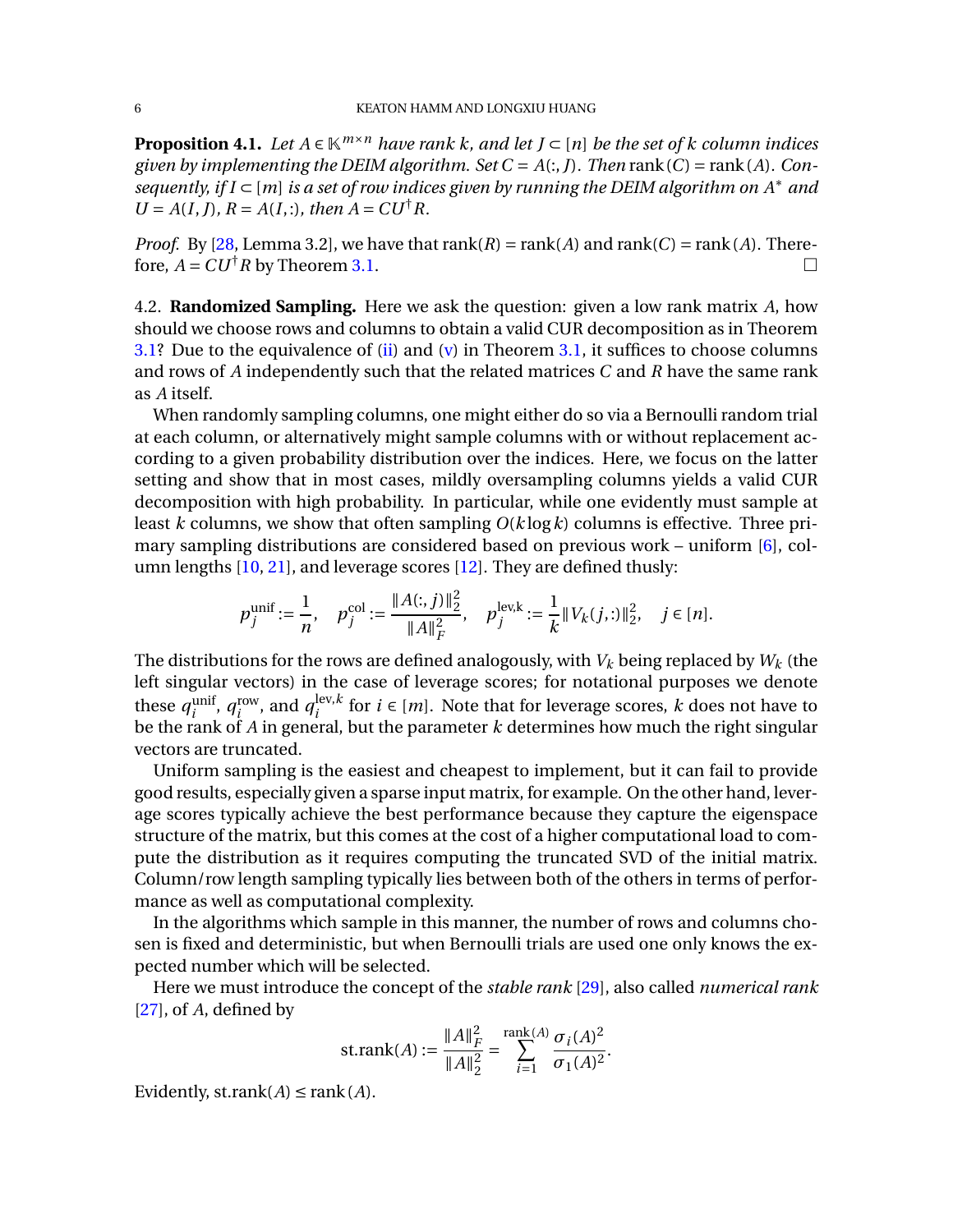**Proposition 4.1.** *Let $A \in \mathbb{K}^{m\times n}$ have rank $k$, and let $J \subset [n]$ be the set of $k$ column indices given by implementing the DEIM algorithm. Set $C = A(:,J)$. Then $\operatorname{rank}(C) = \operatorname{rank}(A)$. Consequently, if $I \subset [m]$ is a set of row indices given by running the DEIM algorithm on $A^*$ and $U = A(I,J)$, $R = A(I,:)$, then $A = CU^\dagger R$.*

*Proof.* By [28, Lemma 3.2], we have that $\operatorname{rank}(R) = \operatorname{rank}(A)$ and $\operatorname{rank}(C) = \operatorname{rank}(A)$. Therefore, $A = CU^\dagger R$ by Theorem 3.1. □

4.2. **Randomized Sampling.** Here we ask the question: given a low rank matrix $A$, how should we choose rows and columns to obtain a valid CUR decomposition as in Theorem 3.1? Due to the equivalence of (ii) and (v) in Theorem 3.1, it suffices to choose columns and rows of $A$ independently such that the related matrices $C$ and $R$ have the same rank as $A$ itself.

When randomly sampling columns, one might either do so via a Bernoulli random trial at each column, or alternatively might sample columns with or without replacement according to a given probability distribution over the indices. Here, we focus on the latter setting and show that in most cases, mildly oversampling columns yields a valid CUR decomposition with high probability. In particular, while one evidently must sample at least $k$ columns, we show that often sampling $O(k\log k)$ columns is effective. Three primary sampling distributions are considered based on previous work – uniform [6], column lengths [10, 21], and leverage scores [12]. They are defined thusly:

$$p_j^{\text{unif}} := \frac{1}{n}, \quad p_j^{\text{col}} := \frac{\|A(:,j)\|_2^2}{\|A\|_F^2}, \quad p_j^{\text{lev,k}} := \frac{1}{k}\|V_k(j,:)\|_2^2, \quad j \in [n].$$

The distributions for the rows are defined analogously, with $V_k$ being replaced by $W_k$ (the left singular vectors) in the case of leverage scores; for notational purposes we denote these $q_i^{\text{unif}}$, $q_i^{\text{row}}$, and $q_i^{\text{lev},k}$ for $i \in [m]$. Note that for leverage scores, $k$ does not have to be the rank of $A$ in general, but the parameter $k$ determines how much the right singular vectors are truncated.

Uniform sampling is the easiest and cheapest to implement, but it can fail to provide good results, especially given a sparse input matrix, for example. On the other hand, leverage scores typically achieve the best performance because they capture the eigenspace structure of the matrix, but this comes at the cost of a higher computational load to compute the distribution as it requires computing the truncated SVD of the initial matrix. Column/row length sampling typically lies between both of the others in terms of performance as well as computational complexity.

In the algorithms which sample in this manner, the number of rows and columns chosen is fixed and deterministic, but when Bernoulli trials are used one only knows the expected number which will be selected.

Here we must introduce the concept of the *stable rank* [29], also called *numerical rank* [27], of $A$, defined by

$$\operatorname{st.rank}(A) := \frac{\|A\|_F^2}{\|A\|_2^2} = \sum_{i=1}^{\operatorname{rank}(A)} \frac{\sigma_i(A)^2}{\sigma_1(A)^2}.$$

Evidently, $\operatorname{st.rank}(A) \leq \operatorname{rank}(A)$.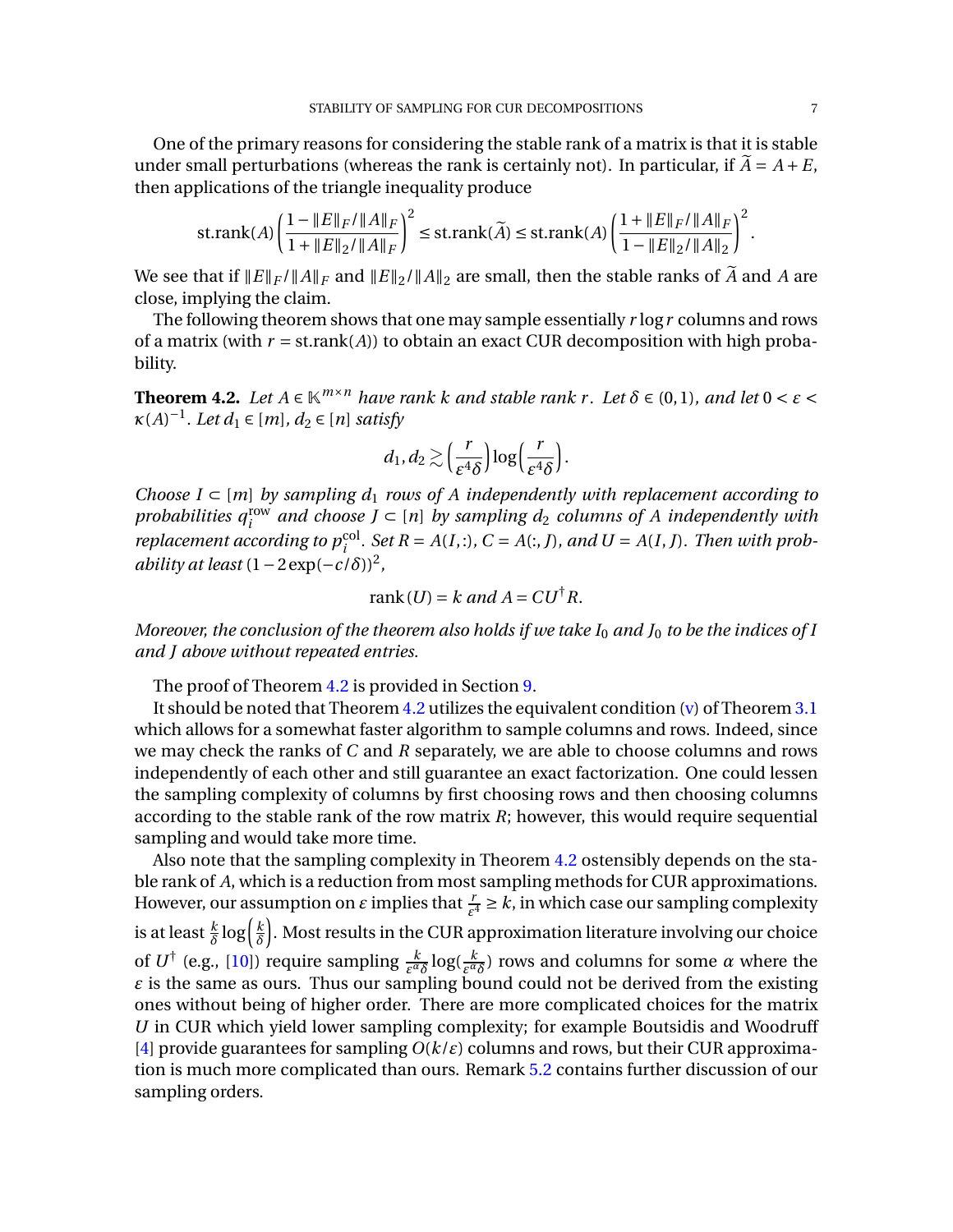One of the primary reasons for considering the stable rank of a matrix is that it is stable under small perturbations (whereas the rank is certainly not). In particular, if $\widetilde{A} = A + E$, then applications of the triangle inequality produce

$$\text{st.rank}(A)\left(\frac{1-\|E\|_F/\|A\|_F}{1+\|E\|_2/\|A\|_F}\right)^2 \leq \text{st.rank}(\widetilde{A}) \leq \text{st.rank}(A)\left(\frac{1+\|E\|_F/\|A\|_F}{1-\|E\|_2/\|A\|_2}\right)^2.$$

We see that if $\|E\|_F/\|A\|_F$ and $\|E\|_2/\|A\|_2$ are small, then the stable ranks of $\widetilde{A}$ and $A$ are close, implying the claim.

The following theorem shows that one may sample essentially $r\log r$ columns and rows of a matrix (with $r = \text{st.rank}(A)$) to obtain an exact CUR decomposition with high probability.

**Theorem 4.2.** *Let $A \in \mathbb{K}^{m\times n}$ have rank $k$ and stable rank $r$. Let $\delta \in (0,1)$, and let $0 < \varepsilon < \kappa(A)^{-1}$. Let $d_1 \in [m]$, $d_2 \in [n]$ satisfy*

$$d_1, d_2 \gtrsim \left(\frac{r}{\varepsilon^4\delta}\right)\log\left(\frac{r}{\varepsilon^4\delta}\right).$$

*Choose $I \subset [m]$ by sampling $d_1$ rows of $A$ independently with replacement according to probabilities $q_i^{\text{row}}$ and choose $J \subset [n]$ by sampling $d_2$ columns of $A$ independently with replacement according to $p_i^{\text{col}}$. Set $R = A(I,:)$, $C = A(:,J)$, and $U = A(I,J)$. Then with probability at least $(1-2\exp(-c/\delta))^2$,*

$$\text{rank}(U) = k \text{ and } A = CU^\dagger R.$$

*Moreover, the conclusion of the theorem also holds if we take $I_0$ and $J_0$ to be the indices of $I$ and $J$ above without repeated entries.*

The proof of Theorem 4.2 is provided in Section 9.

It should be noted that Theorem 4.2 utilizes the equivalent condition (v) of Theorem 3.1 which allows for a somewhat faster algorithm to sample columns and rows. Indeed, since we may check the ranks of $C$ and $R$ separately, we are able to choose columns and rows independently of each other and still guarantee an exact factorization. One could lessen the sampling complexity of columns by first choosing rows and then choosing columns according to the stable rank of the row matrix $R$; however, this would require sequential sampling and would take more time.

Also note that the sampling complexity in Theorem 4.2 ostensibly depends on the stable rank of $A$, which is a reduction from most sampling methods for CUR approximations. However, our assumption on $\varepsilon$ implies that $\frac{r}{\varepsilon^4} \geq k$, in which case our sampling complexity is at least $\frac{k}{\delta}\log\left(\frac{k}{\delta}\right)$. Most results in the CUR approximation literature involving our choice of $U^\dagger$ (e.g., [10]) require sampling $\frac{k}{\varepsilon^\alpha\delta}\log(\frac{k}{\varepsilon^\alpha\delta})$ rows and columns for some $\alpha$ where the $\varepsilon$ is the same as ours. Thus our sampling bound could not be derived from the existing ones without being of higher order. There are more complicated choices for the matrix $U$ in CUR which yield lower sampling complexity; for example Boutsidis and Woodruff [4] provide guarantees for sampling $O(k/\varepsilon)$ columns and rows, but their CUR approximation is much more complicated than ours. Remark 5.2 contains further discussion of our sampling orders.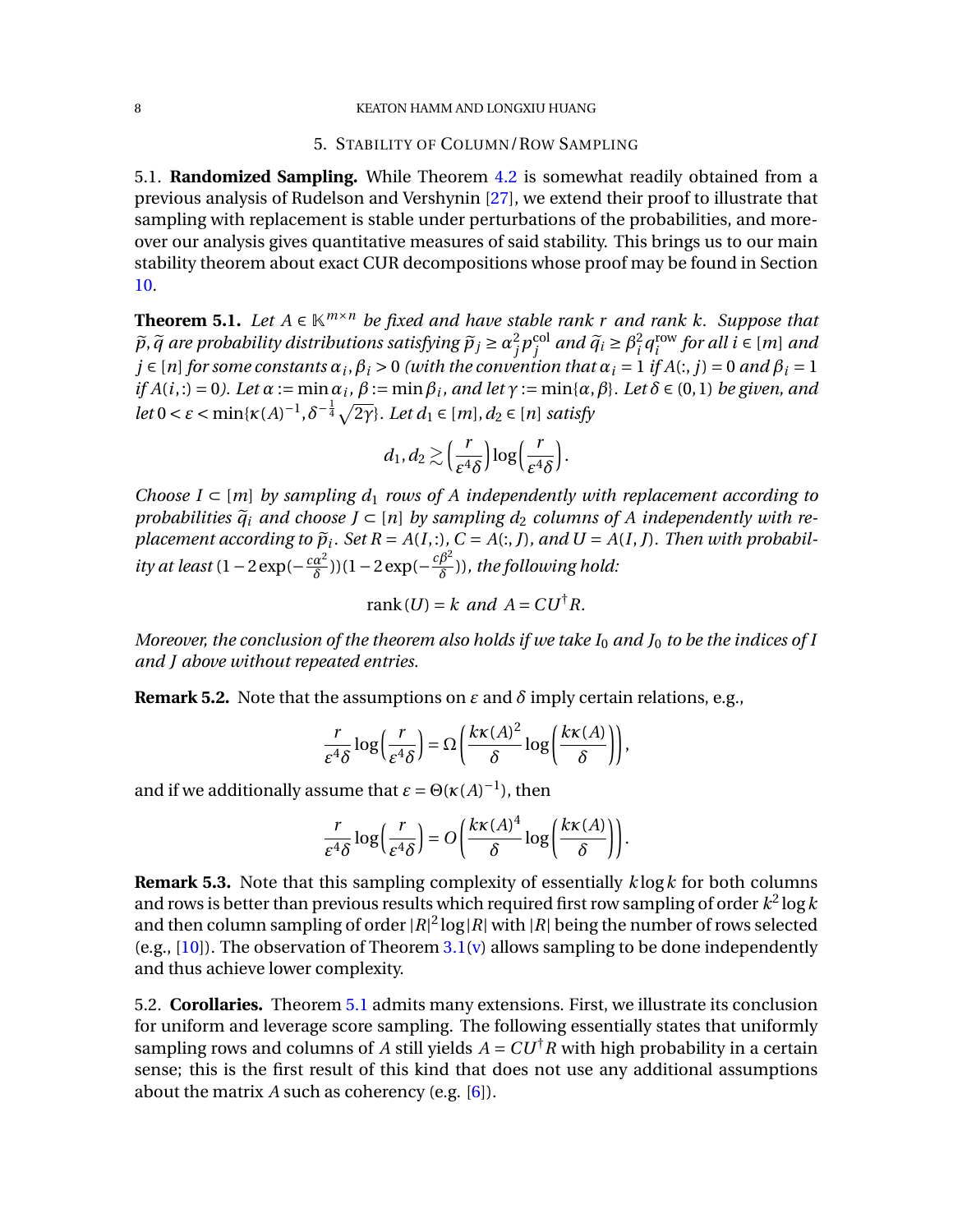## 5. Stability of Column/Row Sampling

### 5.1. Randomized Sampling.

**5.1. Randomized Sampling.** While Theorem 4.2 is somewhat readily obtained from a previous analysis of Rudelson and Vershynin [27], we extend their proof to illustrate that sampling with replacement is stable under perturbations of the probabilities, and moreover our analysis gives quantitative measures of said stability. This brings us to our main stability theorem about exact CUR decompositions whose proof may be found in Section 10.

**Theorem 5.1.** *Let $A \in \mathbb{K}^{m\times n}$ be fixed and have stable rank $r$ and rank $k$. Suppose that $\widetilde{p}, \widetilde{q}$ are probability distributions satisfying $\widetilde{p}_j \geq \alpha_j^2 p_j^{\text{col}}$ and $\widetilde{q}_i \geq \beta_i^2 q_i^{\text{row}}$ for all $i \in [m]$ and $j \in [n]$ for some constants $\alpha_i, \beta_i > 0$ (with the convention that $\alpha_i = 1$ if $A(:,j) = 0$ and $\beta_i = 1$ if $A(i,:) = 0$). Let $\alpha := \min \alpha_i$, $\beta := \min \beta_i$, and let $\gamma := \min\{\alpha, \beta\}$. Let $\delta \in (0,1)$ be given, and let $0 < \varepsilon < \min\{\kappa(A)^{-1}, \delta^{-\frac{1}{4}}\sqrt{2\gamma}\}$. Let $d_1 \in [m], d_2 \in [n]$ satisfy*

$$d_1, d_2 \gtrsim \left(\frac{r}{\varepsilon^4\delta}\right)\log\left(\frac{r}{\varepsilon^4\delta}\right).$$

*Choose $I \subset [m]$ by sampling $d_1$ rows of $A$ independently with replacement according to probabilities $\widetilde{q}_i$ and choose $J \subset [n]$ by sampling $d_2$ columns of $A$ independently with replacement according to $\widetilde{p}_i$. Set $R = A(I,:)$, $C = A(:,J)$, and $U = A(I,J)$. Then with probability at least $(1-2\exp(-\frac{c\alpha^2}{\delta}))(1-2\exp(-\frac{c\beta^2}{\delta}))$, the following hold:*

$$\operatorname{rank}(U) = k \text{ and } A = CU^\dagger R.$$

*Moreover, the conclusion of the theorem also holds if we take $I_0$ and $J_0$ to be the indices of $I$ and $J$ above without repeated entries.*

**Remark 5.2.** Note that the assumptions on $\varepsilon$ and $\delta$ imply certain relations, e.g.,

$$\frac{r}{\varepsilon^4\delta}\log\left(\frac{r}{\varepsilon^4\delta}\right) = \Omega\left(\frac{k\kappa(A)^2}{\delta}\log\left(\frac{k\kappa(A)}{\delta}\right)\right),$$

and if we additionally assume that $\varepsilon = \Theta(\kappa(A)^{-1})$, then

$$\frac{r}{\varepsilon^4\delta}\log\left(\frac{r}{\varepsilon^4\delta}\right) = O\left(\frac{k\kappa(A)^4}{\delta}\log\left(\frac{k\kappa(A)}{\delta}\right)\right).$$

**Remark 5.3.** Note that this sampling complexity of essentially $k\log k$ for both columns and rows is better than previous results which required first row sampling of order $k^2\log k$ and then column sampling of order $|R|^2\log|R|$ with $|R|$ being the number of rows selected (e.g., [10]). The observation of Theorem 3.1(v) allows sampling to be done independently and thus achieve lower complexity.

**5.2. Corollaries.** Theorem 5.1 admits many extensions. First, we illustrate its conclusion for uniform and leverage score sampling. The following essentially states that uniformly sampling rows and columns of $A$ still yields $A = CU^\dagger R$ with high probability in a certain sense; this is the first result of this kind that does not use any additional assumptions about the matrix $A$ such as coherency (e.g. [6]).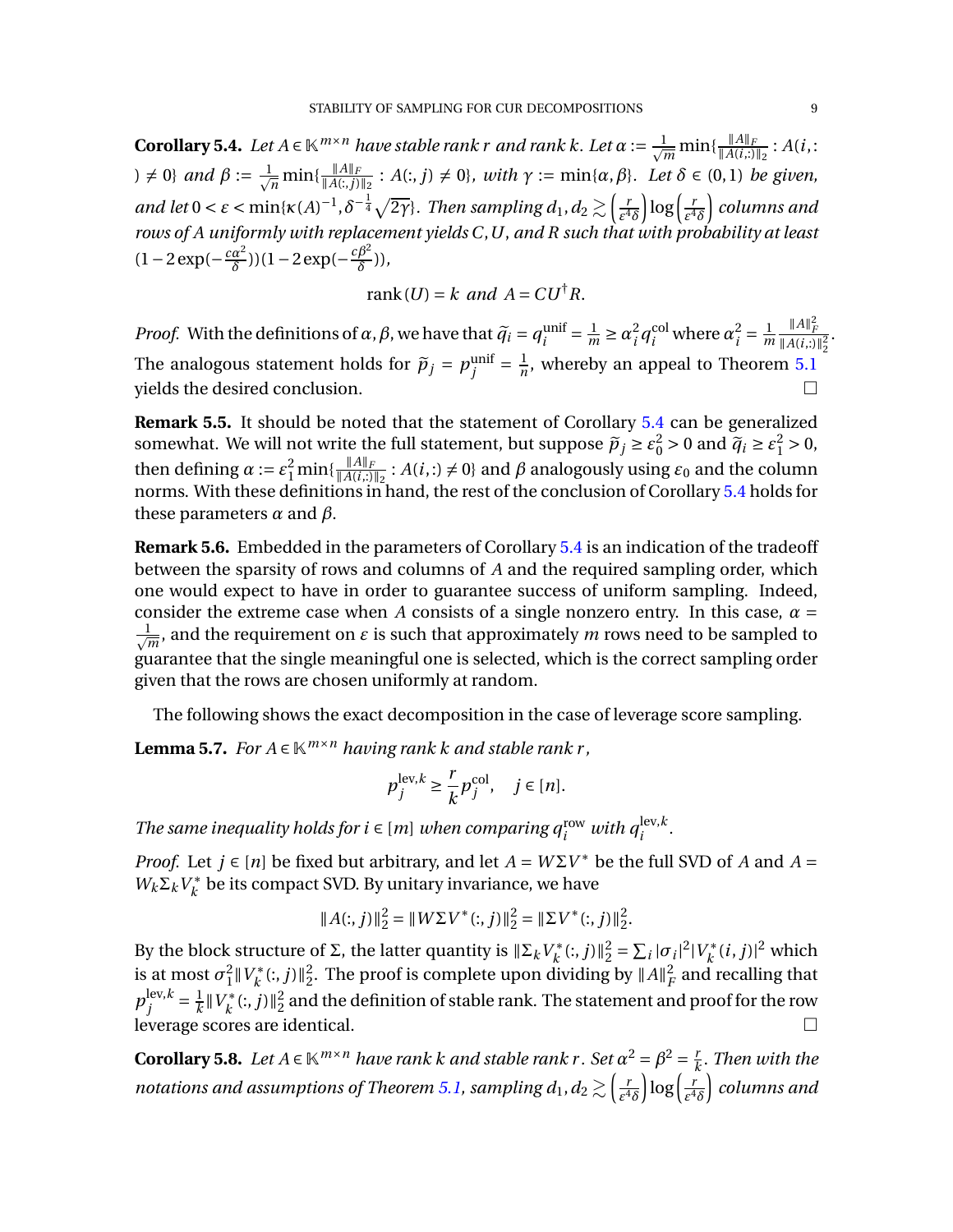**Corollary 5.4.** *Let $A \in \mathbb{K}^{m\times n}$ have stable rank $r$ and rank $k$. Let $\alpha := \frac{1}{\sqrt{m}}\min\{\frac{\|A\|_F}{\|A(i,:)\|_2} : A(i,:) \neq 0\}$ and $\beta := \frac{1}{\sqrt{n}}\min\{\frac{\|A\|_F}{\|A(:,j)\|_2} : A(:,j)\neq 0\}$, with $\gamma := \min\{\alpha,\beta\}$. Let $\delta\in(0,1)$ be given, and let $0<\varepsilon<\min\{\kappa(A)^{-1}, \delta^{-\frac{1}{4}}\sqrt{2\gamma}\}$. Then sampling $d_1, d_2 \gtrsim \left(\frac{r}{\varepsilon^4\delta}\right)\log\left(\frac{r}{\varepsilon^4\delta}\right)$ columns and rows of $A$ uniformly with replacement yields $C, U$, and $R$ such that with probability at least $(1-2\exp(-\frac{c\alpha^2}{\delta}))(1-2\exp(-\frac{c\beta^2}{\delta}))$,*

$$\operatorname{rank}(U) = k \text{ and } A = CU^\dagger R.$$

*Proof.* With the definitions of $\alpha,\beta$, we have that $\widetilde{q}_i = q_i^{\text{unif}} = \frac{1}{m} \geq \alpha_i^2 q_i^{\text{col}}$ where $\alpha_i^2 = \frac{1}{m}\frac{\|A\|_F^2}{\|A(i,:)\|_2^2}$. The analogous statement holds for $\widetilde{p}_j = p_j^{\text{unif}} = \frac{1}{n}$, whereby an appeal to Theorem 5.1 yields the desired conclusion. □

**Remark 5.5.** It should be noted that the statement of Corollary 5.4 can be generalized somewhat. We will not write the full statement, but suppose $\widetilde{p}_j \geq \varepsilon_0^2 > 0$ and $\widetilde{q}_i \geq \varepsilon_1^2 > 0$, then defining $\alpha := \varepsilon_1^2 \min\{\frac{\|A\|_F}{\|A(i,:)\|_2} : A(i,:)\neq 0\}$ and $\beta$ analogously using $\varepsilon_0$ and the column norms. With these definitions in hand, the rest of the conclusion of Corollary 5.4 holds for these parameters $\alpha$ and $\beta$.

**Remark 5.6.** Embedded in the parameters of Corollary 5.4 is an indication of the tradeoff between the sparsity of rows and columns of $A$ and the required sampling order, which one would expect to have in order to guarantee success of uniform sampling. Indeed, consider the extreme case when $A$ consists of a single nonzero entry. In this case, $\alpha = \frac{1}{\sqrt{m}}$, and the requirement on $\varepsilon$ is such that approximately $m$ rows need to be sampled to guarantee that the single meaningful one is selected, which is the correct sampling order given that the rows are chosen uniformly at random.

The following shows the exact decomposition in the case of leverage score sampling.

**Lemma 5.7.** *For $A \in \mathbb{K}^{m\times n}$ having rank $k$ and stable rank $r$,*

$$p_j^{\text{lev},k} \geq \frac{r}{k} p_j^{\text{col}}, \quad j\in[n].$$

*The same inequality holds for $i\in[m]$ when comparing $q_i^{\text{row}}$ with $q_i^{\text{lev},k}$.*

*Proof.* Let $j\in[n]$ be fixed but arbitrary, and let $A = W\Sigma V^*$ be the full SVD of $A$ and $A = W_k\Sigma_k V_k^*$ be its compact SVD. By unitary invariance, we have

$$\|A(:,j)\|_2^2 = \|W\Sigma V^*(:,j)\|_2^2 = \|\Sigma V^*(:,j)\|_2^2.$$

By the block structure of $\Sigma$, the latter quantity is $\|\Sigma_k V_k^*(:,j)\|_2^2 = \sum_i |\sigma_i|^2 |V_k^*(i,j)|^2$ which is at most $\sigma_1^2\|V_k^*(:,j)\|_2^2$. The proof is complete upon dividing by $\|A\|_F^2$ and recalling that $p_j^{\text{lev},k} = \frac{1}{k}\|V_k^*(:,j)\|_2^2$ and the definition of stable rank. The statement and proof for the row leverage scores are identical. □

**Corollary 5.8.** *Let $A\in\mathbb{K}^{m\times n}$ have rank $k$ and stable rank $r$. Set $\alpha^2 = \beta^2 = \frac{r}{k}$. Then with the notations and assumptions of Theorem 5.1, sampling $d_1, d_2 \gtrsim \left(\frac{r}{\varepsilon^4\delta}\right)\log\left(\frac{r}{\varepsilon^4\delta}\right)$ columns and*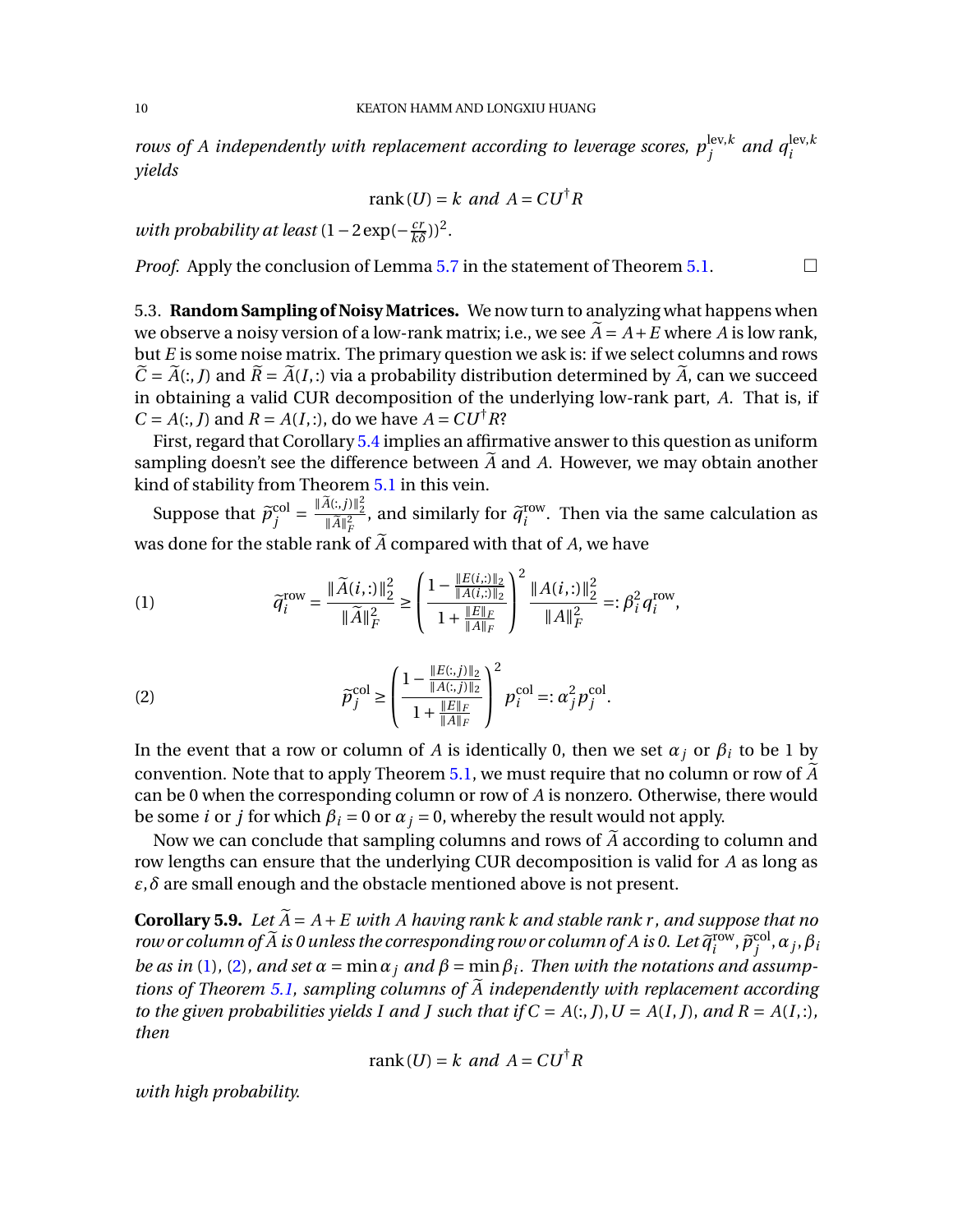*rows of $A$ independently with replacement according to leverage scores, $p_j^{\mathrm{lev},k}$ and $q_i^{\mathrm{lev},k}$ yields*

$$\operatorname{rank}(U) = k \text{ and } A = CU^\dagger R$$

*with probability at least* $(1-2\exp(-\frac{cr}{k\delta}))^2$.

*Proof.* Apply the conclusion of Lemma 5.7 in the statement of Theorem 5.1. □

5.3. **Random Sampling of Noisy Matrices.** We now turn to analyzing what happens when we observe a noisy version of a low-rank matrix; i.e., we see $\widetilde{A} = A + E$ where $A$ is low rank, but $E$ is some noise matrix. The primary question we ask is: if we select columns and rows $\widetilde{C} = \widetilde{A}(:,J)$ and $\widetilde{R} = \widetilde{A}(I,:)$ via a probability distribution determined by $\widetilde{A}$, can we succeed in obtaining a valid CUR decomposition of the underlying low-rank part, $A$. That is, if $C = A(:,J)$ and $R = A(I,:)$, do we have $A = CU^\dagger R$?

First, regard that Corollary 5.4 implies an affirmative answer to this question as uniform sampling doesn't see the difference between $\widetilde{A}$ and $A$. However, we may obtain another kind of stability from Theorem 5.1 in this vein.

Suppose that $\widetilde{p}_j^{\mathrm{col}} = \frac{\|\widetilde{A}(:,j)\|_2^2}{\|\widetilde{A}\|_F^2}$, and similarly for $\widetilde{q}_i^{\mathrm{row}}$. Then via the same calculation as was done for the stable rank of $\widetilde{A}$ compared with that of $A$, we have

$$\widetilde{q}_i^{\mathrm{row}} = \frac{\|\widetilde{A}(i,:)\|_2^2}{\|\widetilde{A}\|_F^2} \geq \left(\frac{1-\frac{\|E(i,:)\|_2}{\|A(i,:)\|_2}}{1+\frac{\|E\|_F}{\|A\|_F}}\right)^2 \frac{\|A(i,:)\|_2^2}{\|A\|_F^2} =: \beta_i^2 q_i^{\mathrm{row}}, \tag{1}$$

$$\widetilde{p}_j^{\mathrm{col}} \geq \left(\frac{1-\frac{\|E(:,j)\|_2}{\|A(:,j)\|_2}}{1+\frac{\|E\|_F}{\|A\|_F}}\right)^2 p_i^{\mathrm{col}} =: \alpha_j^2 p_j^{\mathrm{col}}. \tag{2}$$

In the event that a row or column of $A$ is identically 0, then we set $\alpha_j$ or $\beta_i$ to be 1 by convention. Note that to apply Theorem 5.1, we must require that no column or row of $\widetilde{A}$ can be 0 when the corresponding column or row of $A$ is nonzero. Otherwise, there would be some $i$ or $j$ for which $\beta_i = 0$ or $\alpha_j = 0$, whereby the result would not apply.

Now we can conclude that sampling columns and rows of $\widetilde{A}$ according to column and row lengths can ensure that the underlying CUR decomposition is valid for $A$ as long as $\varepsilon, \delta$ are small enough and the obstacle mentioned above is not present.

**Corollary 5.9.** *Let $\widetilde{A} = A + E$ with $A$ having rank $k$ and stable rank $r$, and suppose that no row or column of $\widetilde{A}$ is 0 unless the corresponding row or column of $A$ is 0. Let $\widetilde{q}_i^{\mathrm{row}}, \widetilde{p}_j^{\mathrm{col}}, \alpha_j, \beta_i$ be as in (1), (2), and set $\alpha = \min \alpha_j$ and $\beta = \min \beta_i$. Then with the notations and assumptions of Theorem 5.1, sampling columns of $\widetilde{A}$ independently with replacement according to the given probabilities yields $I$ and $J$ such that if $C = A(:,J), U = A(I,J)$, and $R = A(I,:)$, then*

$$\operatorname{rank}(U) = k \text{ and } A = CU^\dagger R$$

*with high probability.*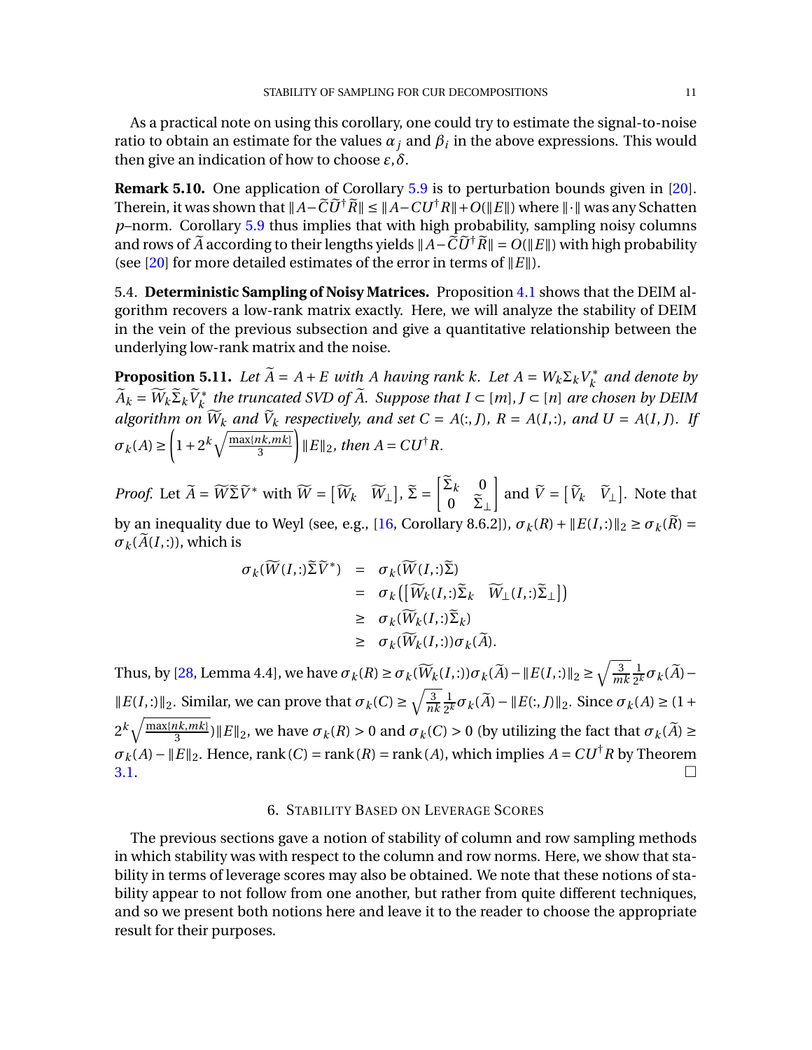As a practical note on using this corollary, one could try to estimate the signal-to-noise ratio to obtain an estimate for the values $\alpha_j$ and $\beta_i$ in the above expressions. This would then give an indication of how to choose $\varepsilon, \delta$.

**Remark 5.10.** One application of Corollary 5.9 is to perturbation bounds given in [20]. Therein, it was shown that $\|A - \widetilde{C}\widetilde{U}^\dagger \widetilde{R}\| \leq \|A - CU^\dagger R\| + O(\|E\|)$ where $\|\cdot\|$ was any Schatten $p$–norm. Corollary 5.9 thus implies that with high probability, sampling noisy columns and rows of $\widetilde{A}$ according to their lengths yields $\|A - \widetilde{C}\widetilde{U}^\dagger \widetilde{R}\| = O(\|E\|)$ with high probability (see [20] for more detailed estimates of the error in terms of $\|E\|$).

### 5.4. Deterministic Sampling of Noisy Matrices.

Proposition 4.1 shows that the DEIM algorithm recovers a low-rank matrix exactly. Here, we will analyze the stability of DEIM in the vein of the previous subsection and give a quantitative relationship between the underlying low-rank matrix and the noise.

**Proposition 5.11.** *Let $\widetilde{A} = A + E$ with $A$ having rank $k$. Let $A = W_k \Sigma_k V_k^*$ and denote by $\widetilde{A}_k = \widetilde{W}_k \widetilde{\Sigma}_k \widetilde{V}_k^*$ the truncated SVD of $\widetilde{A}$. Suppose that $I \subset [m], J \subset [n]$ are chosen by DEIM algorithm on $\widetilde{W}_k$ and $\widetilde{V}_k$ respectively, and set $C = A(:,J)$, $R = A(I,:)$, and $U = A(I,J)$. If $\sigma_k(A) \geq \left(1 + 2^k \sqrt{\frac{\max\{nk,mk\}}{3}}\right)\|E\|_2$, then $A = CU^\dagger R$.*

*Proof.* Let $\widetilde{A} = \widetilde{W}\widetilde{\Sigma}\widetilde{V}^*$ with $\widetilde{W} = \begin{bmatrix} \widetilde{W}_k & \widetilde{W}_\perp \end{bmatrix}$, $\widetilde{\Sigma} = \begin{bmatrix} \widetilde{\Sigma}_k & 0 \\ 0 & \widetilde{\Sigma}_\perp \end{bmatrix}$ and $\widetilde{V} = \begin{bmatrix} \widetilde{V}_k & \widetilde{V}_\perp \end{bmatrix}$. Note that by an inequality due to Weyl (see, e.g., [16, Corollary 8.6.2]), $\sigma_k(R) + \|E(I,:)\|_2 \geq \sigma_k(\widetilde{R}) = \sigma_k(\widetilde{A}(I,:))$, which is

$$
\begin{aligned}
\sigma_k(\widetilde{W}(I,:)\widetilde{\Sigma}\widetilde{V}^*) &= \sigma_k(\widetilde{W}(I,:)\widetilde{\Sigma}) \\
&= \sigma_k\left(\begin{bmatrix} \widetilde{W}_k(I,:)\widetilde{\Sigma}_k & \widetilde{W}_\perp(I,:)\widetilde{\Sigma}_\perp \end{bmatrix}\right) \\
&\geq \sigma_k(\widetilde{W}_k(I,:)\widetilde{\Sigma}_k) \\
&\geq \sigma_k(\widetilde{W}_k(I,:))\sigma_k(\widetilde{A}).
\end{aligned}
$$

Thus, by [28, Lemma 4.4], we have $\sigma_k(R) \geq \sigma_k(\widetilde{W}_k(I,:))\sigma_k(\widetilde{A}) - \|E(I,:)\|_2 \geq \sqrt{\frac{3}{mk}}\frac{1}{2^k}\sigma_k(\widetilde{A}) - \|E(I,:)\|_2$. Similar, we can prove that $\sigma_k(C) \geq \sqrt{\frac{3}{nk}}\frac{1}{2^k}\sigma_k(\widetilde{A}) - \|E(:,J)\|_2$. Since $\sigma_k(A) \geq (1 + 2^k\sqrt{\frac{\max\{nk,mk\}}{3}})\|E\|_2$, we have $\sigma_k(R) > 0$ and $\sigma_k(C) > 0$ (by utilizing the fact that $\sigma_k(\widetilde{A}) \geq \sigma_k(A) - \|E\|_2$. Hence, $\operatorname{rank}(C) = \operatorname{rank}(R) = \operatorname{rank}(A)$, which implies $A = CU^\dagger R$ by Theorem 3.1. □

## 6. Stability Based on Leverage Scores

The previous sections gave a notion of stability of column and row sampling methods in which stability was with respect to the column and row norms. Here, we show that stability in terms of leverage scores may also be obtained. We note that these notions of stability appear to not follow from one another, but rather from quite different techniques, and so we present both notions here and leave it to the reader to choose the appropriate result for their purposes.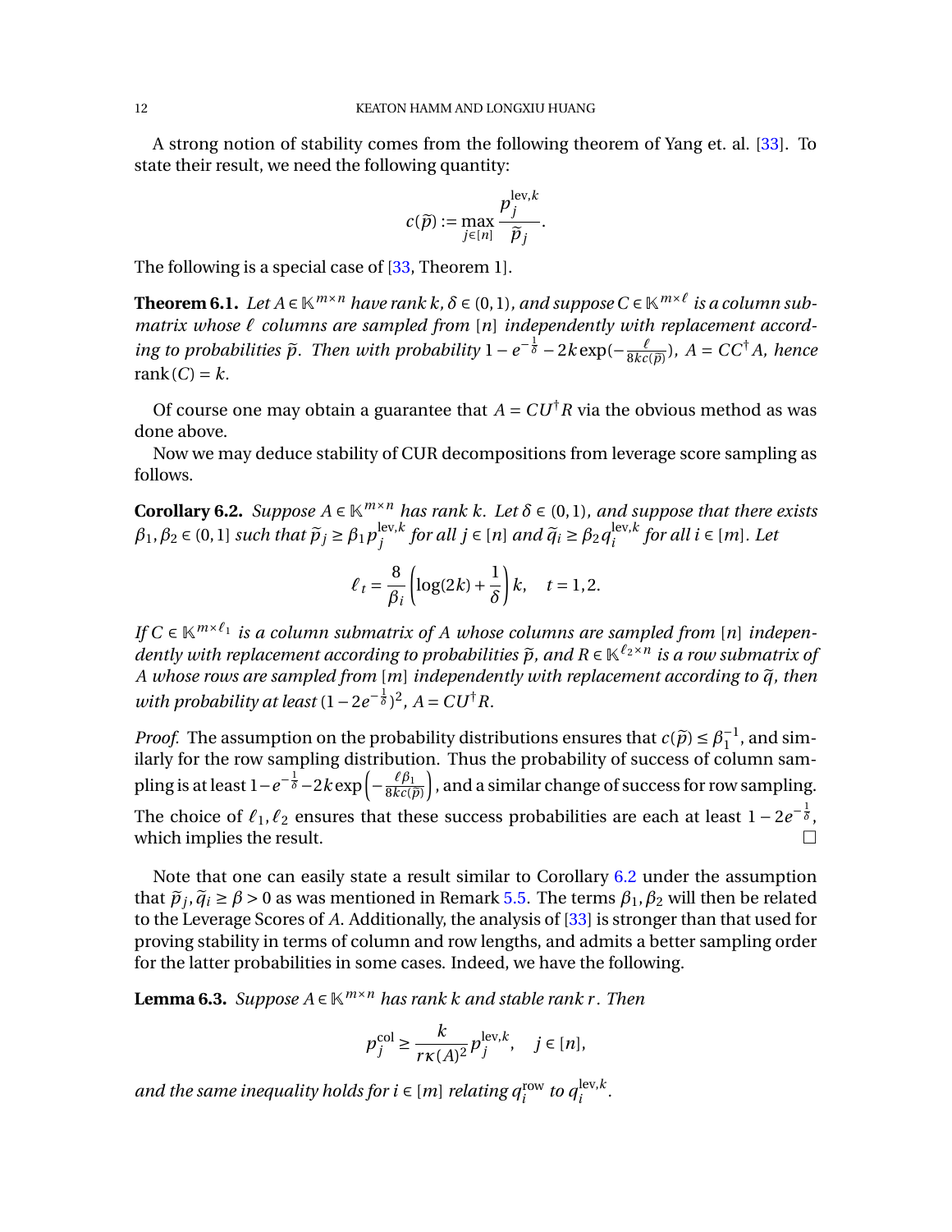A strong notion of stability comes from the following theorem of Yang et. al. [33]. To state their result, we need the following quantity:

$$c(\widetilde{p}) := \max_{j\in[n]} \frac{p_j^{\mathrm{lev},k}}{\widetilde{p}_j}.$$

The following is a special case of [33, Theorem 1].

**Theorem 6.1.** *Let $A \in \mathbb{K}^{m\times n}$ have rank $k$, $\delta \in (0,1)$, and suppose $C \in \mathbb{K}^{m\times \ell}$ is a column submatrix whose $\ell$ columns are sampled from $[n]$ independently with replacement according to probabilities $\widetilde{p}$. Then with probability $1 - e^{-\frac{1}{\delta}} - 2k\exp(-\frac{\ell}{8kc(\widetilde{p})})$, $A = CC^\dagger A$, hence $\mathrm{rank}(C) = k$.*

Of course one may obtain a guarantee that $A = CU^\dagger R$ via the obvious method as was done above.

Now we may deduce stability of CUR decompositions from leverage score sampling as follows.

**Corollary 6.2.** *Suppose $A \in \mathbb{K}^{m\times n}$ has rank $k$. Let $\delta \in (0,1)$, and suppose that there exists $\beta_1, \beta_2 \in (0,1]$ such that $\widetilde{p}_j \geq \beta_1 p_j^{\mathrm{lev},k}$ for all $j \in [n]$ and $\widetilde{q}_i \geq \beta_2 q_i^{\mathrm{lev},k}$ for all $i \in [m]$. Let*

$$\ell_t = \frac{8}{\beta_i}\left(\log(2k) + \frac{1}{\delta}\right)k, \quad t = 1,2.$$

*If $C \in \mathbb{K}^{m\times \ell_1}$ is a column submatrix of $A$ whose columns are sampled from $[n]$ independently with replacement according to probabilities $\widetilde{p}$, and $R \in \mathbb{K}^{\ell_2\times n}$ is a row submatrix of $A$ whose rows are sampled from $[m]$ independently with replacement according to $\widetilde{q}$, then with probability at least $(1-2e^{-\frac{1}{\delta}})^2$, $A = CU^\dagger R$.*

*Proof.* The assumption on the probability distributions ensures that $c(\widetilde{p}) \leq \beta_1^{-1}$, and similarly for the row sampling distribution. Thus the probability of success of column sampling is at least $1 - e^{-\frac{1}{\delta}} - 2k\exp\left(-\frac{\ell\beta_1}{8kc(\widetilde{p})}\right)$, and a similar change of success for row sampling. The choice of $\ell_1, \ell_2$ ensures that these success probabilities are each at least $1 - 2e^{-\frac{1}{\delta}}$, which implies the result. □

Note that one can easily state a result similar to Corollary 6.2 under the assumption that $\widetilde{p}_j, \widetilde{q}_i \geq \beta > 0$ as was mentioned in Remark 5.5. The terms $\beta_1, \beta_2$ will then be related to the Leverage Scores of $A$. Additionally, the analysis of [33] is stronger than that used for proving stability in terms of column and row lengths, and admits a better sampling order for the latter probabilities in some cases. Indeed, we have the following.

**Lemma 6.3.** *Suppose $A \in \mathbb{K}^{m\times n}$ has rank $k$ and stable rank $r$. Then*

$$p_j^{\mathrm{col}} \geq \frac{k}{r\kappa(A)^2} p_j^{\mathrm{lev},k}, \quad j \in [n],$$

*and the same inequality holds for $i \in [m]$ relating $q_i^{\mathrm{row}}$ to $q_i^{\mathrm{lev},k}$.*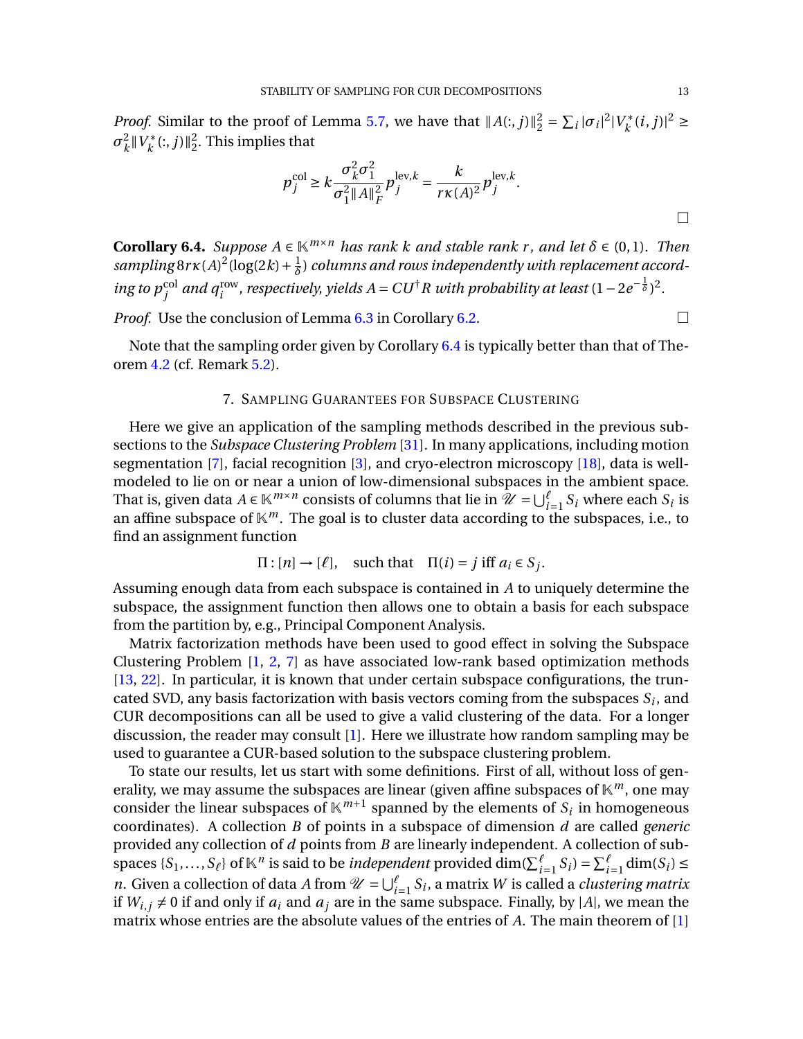*Proof.* Similar to the proof of Lemma 5.7, we have that $\|A(:,j)\|_2^2 = \sum_i |\sigma_i|^2 |V_k^*(i,j)|^2 \geq \sigma_k^2 \|V_k^*(:,j)\|_2^2$. This implies that

$$p_j^{\text{col}} \geq k \frac{\sigma_k^2 \sigma_1^2}{\sigma_1^2 \|A\|_F^2} p_j^{\text{lev},k} = \frac{k}{r\kappa(A)^2} p_j^{\text{lev},k}.$$

□

**Corollary 6.4.** *Suppose $A \in \mathbb{K}^{m\times n}$ has rank $k$ and stable rank $r$, and let $\delta \in (0,1)$. Then sampling $8r\kappa(A)^2(\log(2k)+\frac{1}{\delta})$ columns and rows independently with replacement according to $p_j^{\text{col}}$ and $q_i^{\text{row}}$, respectively, yields $A = CU^\dagger R$ with probability at least $(1-2e^{-\frac{1}{\delta}})^2$.*

*Proof.* Use the conclusion of Lemma 6.3 in Corollary 6.2. □

Note that the sampling order given by Corollary 6.4 is typically better than that of Theorem 4.2 (cf. Remark 5.2).

## 7. Sampling Guarantees for Subspace Clustering

Here we give an application of the sampling methods described in the previous subsections to the *Subspace Clustering Problem* [31]. In many applications, including motion segmentation [7], facial recognition [3], and cryo-electron microscopy [18], data is well-modeled to lie on or near a union of low-dimensional subspaces in the ambient space. That is, given data $A \in \mathbb{K}^{m\times n}$ consists of columns that lie in $\mathscr{U} = \bigcup_{i=1}^{\ell} S_i$ where each $S_i$ is an affine subspace of $\mathbb{K}^m$. The goal is to cluster data according to the subspaces, i.e., to find an assignment function

$$\Pi : [n] \to [\ell], \quad \text{such that} \quad \Pi(i) = j \text{ iff } a_i \in S_j.$$

Assuming enough data from each subspace is contained in $A$ to uniquely determine the subspace, the assignment function then allows one to obtain a basis for each subspace from the partition by, e.g., Principal Component Analysis.

Matrix factorization methods have been used to good effect in solving the Subspace Clustering Problem [1, 2, 7] as have associated low-rank based optimization methods [13, 22]. In particular, it is known that under certain subspace configurations, the truncated SVD, any basis factorization with basis vectors coming from the subspaces $S_i$, and CUR decompositions can all be used to give a valid clustering of the data. For a longer discussion, the reader may consult [1]. Here we illustrate how random sampling may be used to guarantee a CUR-based solution to the subspace clustering problem.

To state our results, let us start with some definitions. First of all, without loss of generality, we may assume the subspaces are linear (given affine subspaces of $\mathbb{K}^m$, one may consider the linear subspaces of $\mathbb{K}^{m+1}$ spanned by the elements of $S_i$ in homogeneous coordinates). A collection $B$ of points in a subspace of dimension $d$ are called *generic* provided any collection of $d$ points from $B$ are linearly independent. A collection of subspaces $\{S_1,\dots,S_\ell\}$ of $\mathbb{K}^n$ is said to be *independent* provided $\dim(\sum_{i=1}^{\ell} S_i) = \sum_{i=1}^{\ell}\dim(S_i) \leq n$. Given a collection of data $A$ from $\mathscr{U} = \bigcup_{i=1}^{\ell} S_i$, a matrix $W$ is called a *clustering matrix* if $W_{i,j} \neq 0$ if and only if $a_i$ and $a_j$ are in the same subspace. Finally, by $|A|$, we mean the matrix whose entries are the absolute values of the entries of $A$. The main theorem of [1]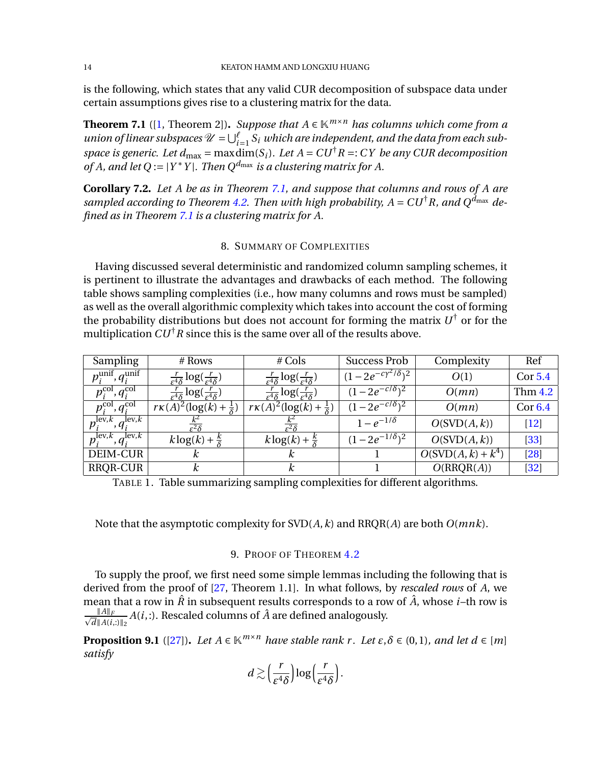is the following, which states that any valid CUR decomposition of subspace data under certain assumptions gives rise to a clustering matrix for the data.

**Theorem 7.1** ([1, Theorem 2])**.** *Suppose that $A \in \mathbb{K}^{m\times n}$ has columns which come from a union of linear subspaces $\mathscr{U} = \bigcup_{i=1}^{\ell} S_i$ which are independent, and the data from each subspace is generic. Let $d_{\max} = \max \dim(S_i)$. Let $A = CU^\dagger R =: CY$ be any CUR decomposition of $A$, and let $Q := |Y^*Y|$. Then $Q^{d_{\max}}$ is a clustering matrix for $A$.*

**Corollary 7.2.** *Let $A$ be as in Theorem 7.1, and suppose that columns and rows of $A$ are sampled according to Theorem 4.2. Then with high probability, $A = CU^\dagger R$, and $Q^{d_{\max}}$ defined as in Theorem 7.1 is a clustering matrix for $A$.*

## 8. Summary of Complexities

Having discussed several deterministic and randomized column sampling schemes, it is pertinent to illustrate the advantages and drawbacks of each method. The following table shows sampling complexities (i.e., how many columns and rows must be sampled) as well as the overall algorithmic complexity which takes into account the cost of forming the probability distributions but does not account for forming the matrix $U^\dagger$ or for the multiplication $CU^\dagger R$ since this is the same over all of the results above.

| Sampling | # Rows | # Cols | Success Prob | Complexity | Ref |
|---|---|---|---|---|---|
| $p_i^{\text{unif}}, q_i^{\text{unif}}$ | $\frac{r}{\varepsilon^4\delta}\log(\frac{r}{\varepsilon^4\delta})$ | $\frac{r}{\varepsilon^4\delta}\log(\frac{r}{\varepsilon^4\delta})$ | $(1-2e^{-c\gamma^2/\delta})^2$ | $O(1)$ | Cor 5.4 |
| $p_i^{\text{col}}, q_i^{\text{col}}$ | $\frac{r}{\varepsilon^4\delta}\log(\frac{r}{\varepsilon^4\delta})$ | $\frac{r}{\varepsilon^4\delta}\log(\frac{r}{\varepsilon^4\delta})$ | $(1-2e^{-c/\delta})^2$ | $O(mn)$ | Thm 4.2 |
| $p_i^{\text{col}}, q_i^{\text{col}}$ | $r\kappa(A)^2(\log(k)+\frac{1}{\delta})$ | $r\kappa(A)^2(\log(k)+\frac{1}{\delta})$ | $(1-2e^{-c/\delta})^2$ | $O(mn)$ | Cor 6.4 |
| $p_i^{\text{lev},k}, q_i^{\text{lev},k}$ | $\frac{k^2}{\varepsilon^2\delta}$ | $\frac{k^2}{\varepsilon^2\delta}$ | $1-e^{-1/\delta}$ | $O(\text{SVD}(A,k))$ | [12] |
| $p_i^{\text{lev},k}, q_i^{\text{lev},k}$ | $k\log(k)+\frac{k}{\delta}$ | $k\log(k)+\frac{k}{\delta}$ | $(1-2e^{-1/\delta})^2$ | $O(\text{SVD}(A,k))$ | [33] |
| DEIM-CUR | $k$ | $k$ | 1 | $O(\text{SVD}(A,k)+k^4)$ | [28] |
| RRQR-CUR | $k$ | $k$ | 1 | $O(\text{RRQR}(A))$ | [32] |

TABLE 1. Table summarizing sampling complexities for different algorithms.

Note that the asymptotic complexity for $\text{SVD}(A,k)$ and $\text{RRQR}(A)$ are both $O(mnk)$.

## 9. Proof of Theorem 4.2

To supply the proof, we first need some simple lemmas including the following that is derived from the proof of [27, Theorem 1.1]. In what follows, by *rescaled rows* of $A$, we mean that a row in $\hat{R}$ in subsequent results corresponds to a row of $\hat{A}$, whose $i$–th row is $\frac{\|A\|_F}{\sqrt{d}\|A(i,:)\|_2}A(i,:)$. Rescaled columns of $\hat{A}$ are defined analogously.

**Proposition 9.1** ([27])**.** *Let $A \in \mathbb{K}^{m\times n}$ have stable rank $r$. Let $\varepsilon, \delta \in (0,1)$, and let $d \in [m]$ satisfy*

$$d \gtrsim \left(\frac{r}{\varepsilon^4\delta}\right)\log\left(\frac{r}{\varepsilon^4\delta}\right).$$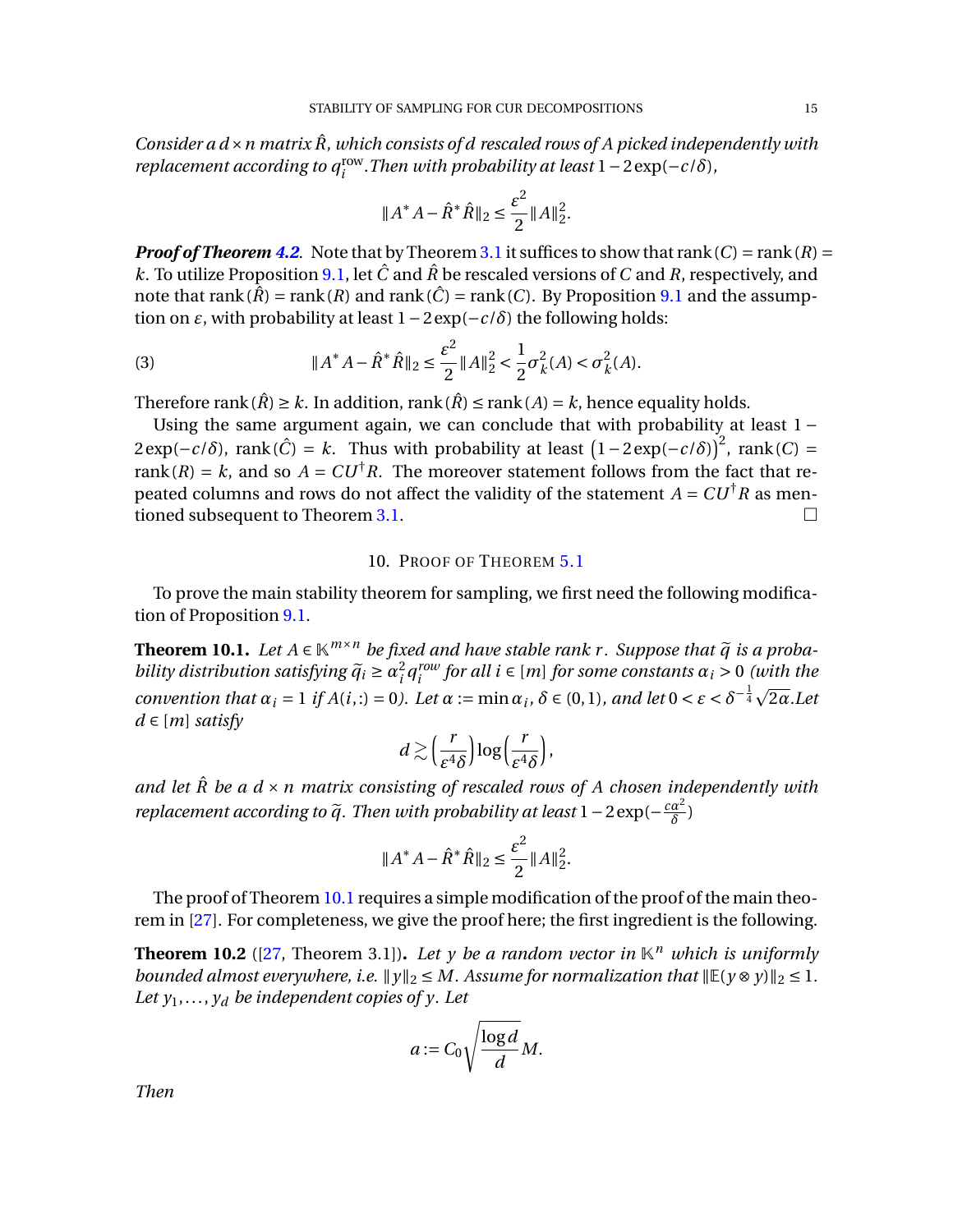*Consider a $d \times n$ matrix $\hat{R}$, which consists of $d$ rescaled rows of $A$ picked independently with replacement according to $q_i^{\mathrm{row}}$. Then with probability at least $1 - 2\exp(-c/\delta)$,*

$$\|A^*A - \hat{R}^*\hat{R}\|_2 \leq \frac{\varepsilon^2}{2}\|A\|_2^2.$$

***Proof of Theorem 4.2.*** Note that by Theorem 3.1 it suffices to show that $\mathrm{rank}(C) = \mathrm{rank}(R) = k$. To utilize Proposition 9.1, let $\hat{C}$ and $\hat{R}$ be rescaled versions of $C$ and $R$, respectively, and note that $\mathrm{rank}(\hat{R}) = \mathrm{rank}(R)$ and $\mathrm{rank}(\hat{C}) = \mathrm{rank}(C)$. By Proposition 9.1 and the assumption on $\varepsilon$, with probability at least $1 - 2\exp(-c/\delta)$ the following holds:

$$\|A^*A - \hat{R}^*\hat{R}\|_2 \leq \frac{\varepsilon^2}{2}\|A\|_2^2 < \frac{1}{2}\sigma_k^2(A) < \sigma_k^2(A). \tag{3}$$

Therefore $\mathrm{rank}(\hat{R}) \geq k$. In addition, $\mathrm{rank}(\hat{R}) \leq \mathrm{rank}(A) = k$, hence equality holds.

Using the same argument again, we can conclude that with probability at least $1 - 2\exp(-c/\delta)$, $\mathrm{rank}(\hat{C}) = k$. Thus with probability at least $\left(1 - 2\exp(-c/\delta)\right)^2$, $\mathrm{rank}(C) = \mathrm{rank}(R) = k$, and so $A = CU^\dagger R$. The moreover statement follows from the fact that repeated columns and rows do not affect the validity of the statement $A = CU^\dagger R$ as mentioned subsequent to Theorem 3.1. $\square$

## 10. Proof of Theorem 5.1

To prove the main stability theorem for sampling, we first need the following modification of Proposition 9.1.

**Theorem 10.1.** *Let $A \in \mathbb{K}^{m\times n}$ be fixed and have stable rank $r$. Suppose that $\widetilde{q}$ is a probability distribution satisfying $\widetilde{q}_i \geq \alpha_i^2 q_i^{row}$ for all $i \in [m]$ for some constants $\alpha_i > 0$ (with the convention that $\alpha_i = 1$ if $A(i,:) = 0$). Let $\alpha := \min \alpha_i$, $\delta \in (0,1)$, and let $0 < \varepsilon < \delta^{-\frac{1}{4}}\sqrt{2\alpha}$. Let $d \in [m]$ satisfy*

$$d \gtrsim \left(\frac{r}{\varepsilon^4\delta}\right)\log\left(\frac{r}{\varepsilon^4\delta}\right),$$

*and let $\hat{R}$ be a $d \times n$ matrix consisting of rescaled rows of $A$ chosen independently with replacement according to $\widetilde{q}$. Then with probability at least $1 - 2\exp(-\frac{c\alpha^2}{\delta})$*

$$\|A^*A - \hat{R}^*\hat{R}\|_2 \leq \frac{\varepsilon^2}{2}\|A\|_2^2.$$

The proof of Theorem 10.1 requires a simple modification of the proof of the main theorem in [27]. For completeness, we give the proof here; the first ingredient is the following.

**Theorem 10.2** ([27, Theorem 3.1])**.** *Let $y$ be a random vector in $\mathbb{K}^n$ which is uniformly bounded almost everywhere, i.e. $\|y\|_2 \leq M$. Assume for normalization that $\|\mathbb{E}(y \otimes y)\|_2 \leq 1$. Let $y_1, \ldots, y_d$ be independent copies of $y$. Let*

$$a := C_0\sqrt{\frac{\log d}{d}}M.$$

*Then*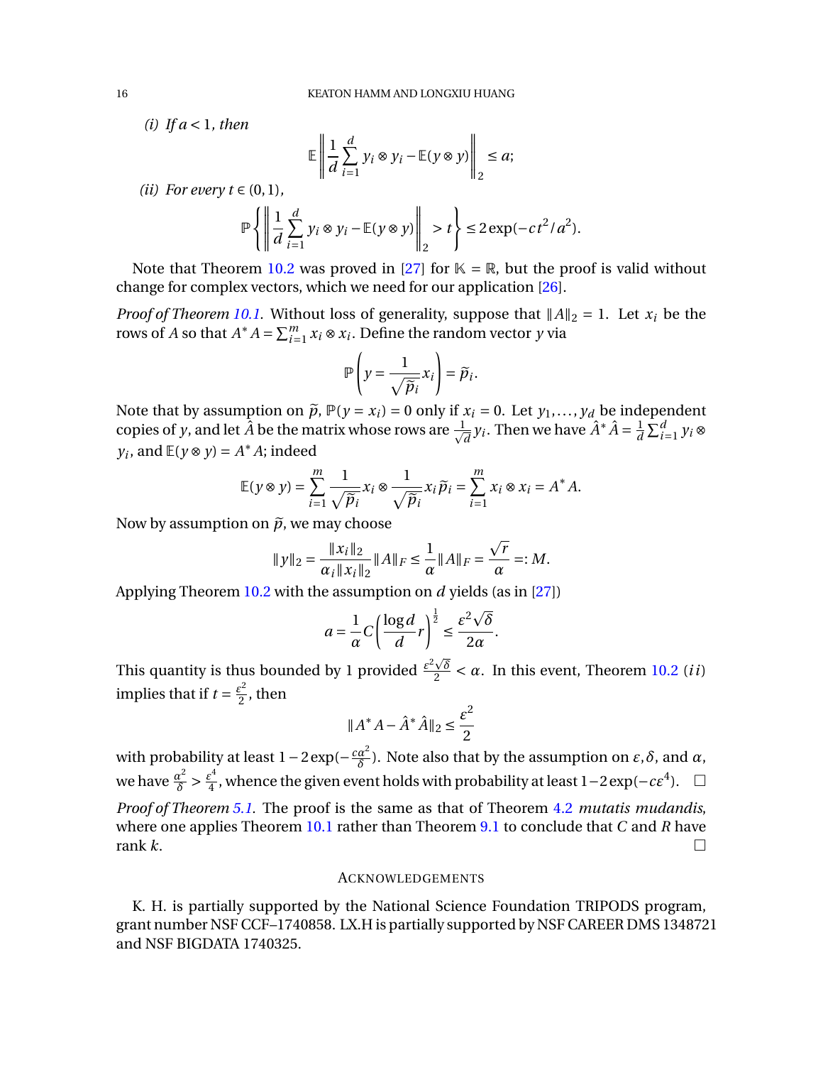*(i) If $a < 1$, then*

$$\mathbb{E}\left\|\frac{1}{d}\sum_{i=1}^{d} y_i \otimes y_i - \mathbb{E}(y\otimes y)\right\|_2 \leq a;$$

*(ii) For every $t \in (0,1)$,*

$$\mathbb{P}\left\{\left\|\frac{1}{d}\sum_{i=1}^{d} y_i \otimes y_i - \mathbb{E}(y\otimes y)\right\|_2 > t\right\} \leq 2\exp(-ct^2/a^2).$$

Note that Theorem 10.2 was proved in [27] for $\mathbb{K}=\mathbb{R}$, but the proof is valid without change for complex vectors, which we need for our application [26].

*Proof of Theorem 10.1.* Without loss of generality, suppose that $\|A\|_2 = 1$. Let $x_i$ be the rows of $A$ so that $A^*A = \sum_{i=1}^m x_i \otimes x_i$. Define the random vector $y$ via

$$\mathbb{P}\left(y = \frac{1}{\sqrt{\widetilde{p}_i}}x_i\right) = \widetilde{p}_i.$$

Note that by assumption on $\widetilde{p}$, $\mathbb{P}(y = x_i) = 0$ only if $x_i = 0$. Let $y_1,\dots,y_d$ be independent copies of $y$, and let $\hat{A}$ be the matrix whose rows are $\frac{1}{\sqrt{d}}y_i$. Then we have $\hat{A}^*\hat{A} = \frac{1}{d}\sum_{i=1}^d y_i \otimes y_i$, and $\mathbb{E}(y\otimes y) = A^*A$; indeed

$$\mathbb{E}(y\otimes y) = \sum_{i=1}^m \frac{1}{\sqrt{\widetilde{p}_i}}x_i \otimes \frac{1}{\sqrt{\widetilde{p}_i}}x_i \widetilde{p}_i = \sum_{i=1}^m x_i \otimes x_i = A^*A.$$

Now by assumption on $\widetilde{p}$, we may choose

$$\|y\|_2 = \frac{\|x_i\|_2}{\alpha_i\|x_i\|_2}\|A\|_F \leq \frac{1}{\alpha}\|A\|_F = \frac{\sqrt{r}}{\alpha} =: M.$$

Applying Theorem 10.2 with the assumption on $d$ yields (as in [27])

$$a = \frac{1}{\alpha}C\left(\frac{\log d}{d}r\right)^{\frac{1}{2}} \leq \frac{\varepsilon^2\sqrt{\delta}}{2\alpha}.$$

This quantity is thus bounded by 1 provided $\frac{\varepsilon^2\sqrt{\delta}}{2} < \alpha$. In this event, Theorem 10.2 $(ii)$ implies that if $t = \frac{\varepsilon^2}{2}$, then

$$\|A^*A - \hat{A}^*\hat{A}\|_2 \leq \frac{\varepsilon^2}{2}$$

with probability at least $1-2\exp(-\frac{c\alpha^2}{\delta})$. Note also that by the assumption on $\varepsilon,\delta$, and $\alpha$, we have $\frac{\alpha^2}{\delta} > \frac{\varepsilon^4}{4}$, whence the given event holds with probability at least $1-2\exp(-c\varepsilon^4)$. $\square$

*Proof of Theorem 5.1.* The proof is the same as that of Theorem 4.2 *mutatis mudandis*, where one applies Theorem 10.1 rather than Theorem 9.1 to conclude that $C$ and $R$ have rank $k$. $\square$

## Acknowledgements

K. H. is partially supported by the National Science Foundation TRIPODS program, grant number NSF CCF–1740858. LX.H is partially supported by NSF CAREER DMS 1348721 and NSF BIGDATA 1740325.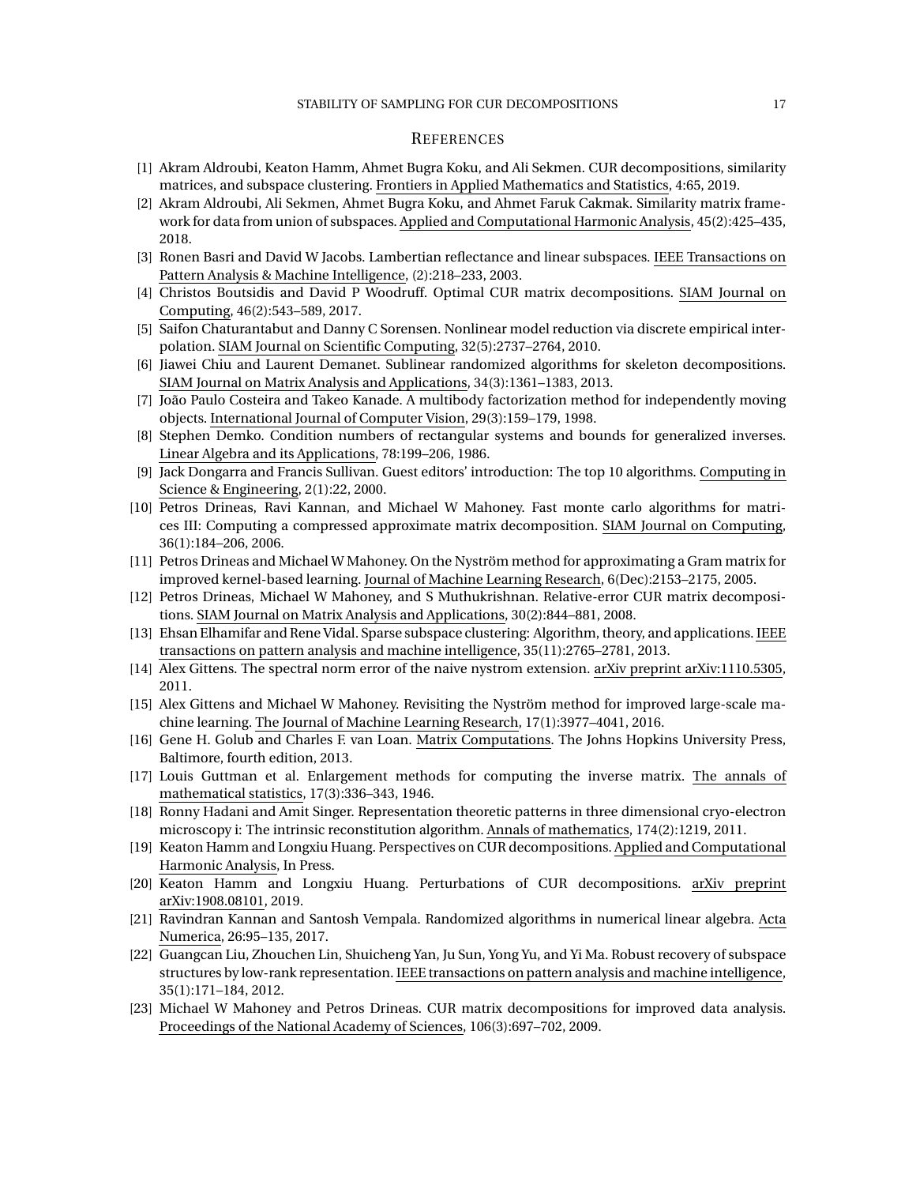# References

[1] Akram Aldroubi, Keaton Hamm, Ahmet Bugra Koku, and Ali Sekmen. CUR decompositions, similarity matrices, and subspace clustering. Frontiers in Applied Mathematics and Statistics, 4:65, 2019.

[2] Akram Aldroubi, Ali Sekmen, Ahmet Bugra Koku, and Ahmet Faruk Cakmak. Similarity matrix framework for data from union of subspaces. Applied and Computational Harmonic Analysis, 45(2):425–435, 2018.

[3] Ronen Basri and David W Jacobs. Lambertian reflectance and linear subspaces. IEEE Transactions on Pattern Analysis & Machine Intelligence, (2):218–233, 2003.

[4] Christos Boutsidis and David P Woodruff. Optimal CUR matrix decompositions. SIAM Journal on Computing, 46(2):543–589, 2017.

[5] Saifon Chaturantabut and Danny C Sorensen. Nonlinear model reduction via discrete empirical interpolation. SIAM Journal on Scientific Computing, 32(5):2737–2764, 2010.

[6] Jiawei Chiu and Laurent Demanet. Sublinear randomized algorithms for skeleton decompositions. SIAM Journal on Matrix Analysis and Applications, 34(3):1361–1383, 2013.

[7] João Paulo Costeira and Takeo Kanade. A multibody factorization method for independently moving objects. International Journal of Computer Vision, 29(3):159–179, 1998.

[8] Stephen Demko. Condition numbers of rectangular systems and bounds for generalized inverses. Linear Algebra and its Applications, 78:199–206, 1986.

[9] Jack Dongarra and Francis Sullivan. Guest editors' introduction: The top 10 algorithms. Computing in Science & Engineering, 2(1):22, 2000.

[10] Petros Drineas, Ravi Kannan, and Michael W Mahoney. Fast monte carlo algorithms for matrices III: Computing a compressed approximate matrix decomposition. SIAM Journal on Computing, 36(1):184–206, 2006.

[11] Petros Drineas and Michael W Mahoney. On the Nyström method for approximating a Gram matrix for improved kernel-based learning. Journal of Machine Learning Research, 6(Dec):2153–2175, 2005.

[12] Petros Drineas, Michael W Mahoney, and S Muthukrishnan. Relative-error CUR matrix decompositions. SIAM Journal on Matrix Analysis and Applications, 30(2):844–881, 2008.

[13] Ehsan Elhamifar and Rene Vidal. Sparse subspace clustering: Algorithm, theory, and applications. IEEE transactions on pattern analysis and machine intelligence, 35(11):2765–2781, 2013.

[14] Alex Gittens. The spectral norm error of the naive nystrom extension. arXiv preprint arXiv:1110.5305, 2011.

[15] Alex Gittens and Michael W Mahoney. Revisiting the Nyström method for improved large-scale machine learning. The Journal of Machine Learning Research, 17(1):3977–4041, 2016.

[16] Gene H. Golub and Charles F. van Loan. Matrix Computations. The Johns Hopkins University Press, Baltimore, fourth edition, 2013.

[17] Louis Guttman et al. Enlargement methods for computing the inverse matrix. The annals of mathematical statistics, 17(3):336–343, 1946.

[18] Ronny Hadani and Amit Singer. Representation theoretic patterns in three dimensional cryo-electron microscopy i: The intrinsic reconstitution algorithm. Annals of mathematics, 174(2):1219, 2011.

[19] Keaton Hamm and Longxiu Huang. Perspectives on CUR decompositions. Applied and Computational Harmonic Analysis, In Press.

[20] Keaton Hamm and Longxiu Huang. Perturbations of CUR decompositions. arXiv preprint arXiv:1908.08101, 2019.

[21] Ravindran Kannan and Santosh Vempala. Randomized algorithms in numerical linear algebra. Acta Numerica, 26:95–135, 2017.

[22] Guangcan Liu, Zhouchen Lin, Shuicheng Yan, Ju Sun, Yong Yu, and Yi Ma. Robust recovery of subspace structures by low-rank representation. IEEE transactions on pattern analysis and machine intelligence, 35(1):171–184, 2012.

[23] Michael W Mahoney and Petros Drineas. CUR matrix decompositions for improved data analysis. Proceedings of the National Academy of Sciences, 106(3):697–702, 2009.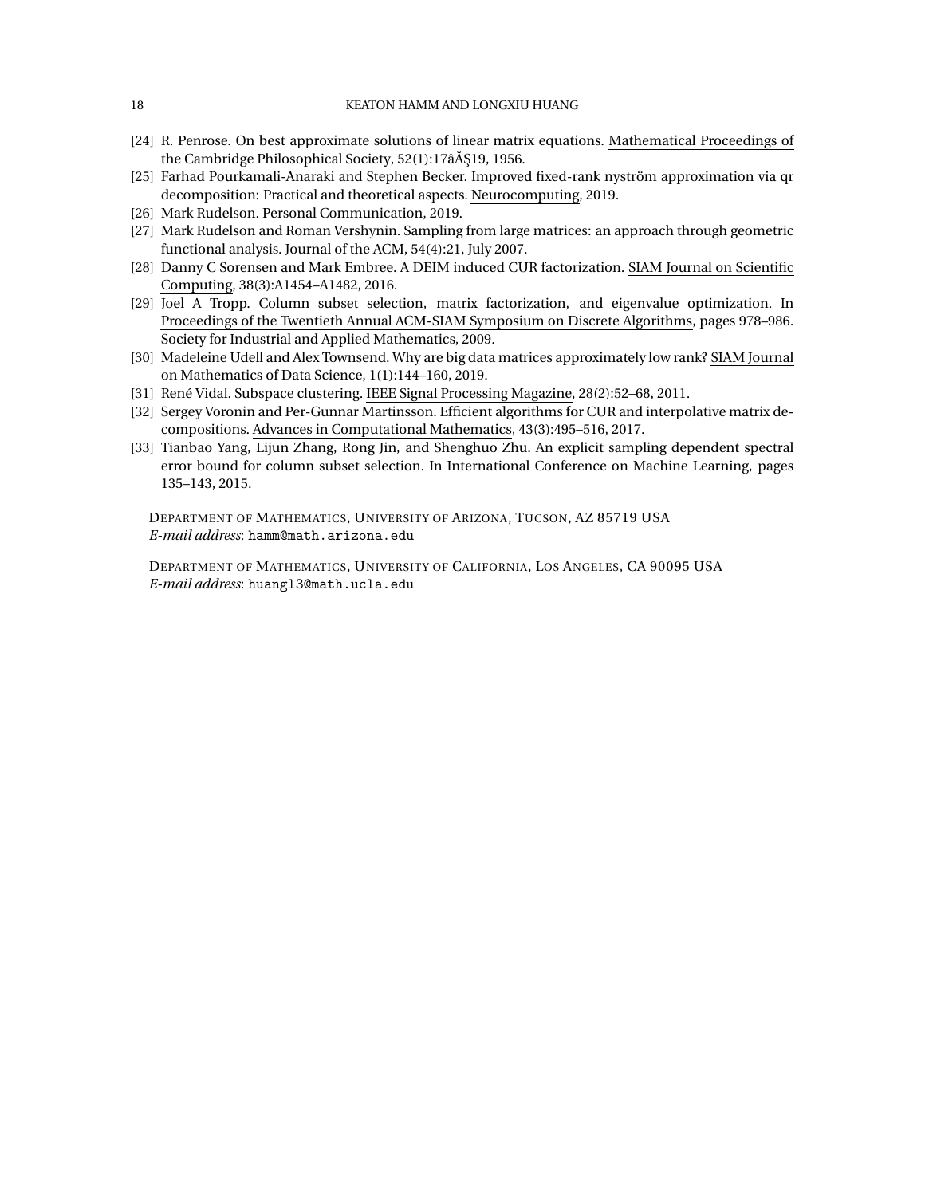- [24] R. Penrose. On best approximate solutions of linear matrix equations. Mathematical Proceedings of the Cambridge Philosophical Society, 52(1):17âĂŞ19, 1956.
- [25] Farhad Pourkamali-Anaraki and Stephen Becker. Improved fixed-rank nyström approximation via qr decomposition: Practical and theoretical aspects. Neurocomputing, 2019.
- [26] Mark Rudelson. Personal Communication, 2019.
- [27] Mark Rudelson and Roman Vershynin. Sampling from large matrices: an approach through geometric functional analysis. Journal of the ACM, 54(4):21, July 2007.
- [28] Danny C Sorensen and Mark Embree. A DEIM induced CUR factorization. SIAM Journal on Scientific Computing, 38(3):A1454–A1482, 2016.
- [29] Joel A Tropp. Column subset selection, matrix factorization, and eigenvalue optimization. In Proceedings of the Twentieth Annual ACM-SIAM Symposium on Discrete Algorithms, pages 978–986. Society for Industrial and Applied Mathematics, 2009.
- [30] Madeleine Udell and Alex Townsend. Why are big data matrices approximately low rank? SIAM Journal on Mathematics of Data Science, 1(1):144–160, 2019.
- [31] René Vidal. Subspace clustering. IEEE Signal Processing Magazine, 28(2):52–68, 2011.
- [32] Sergey Voronin and Per-Gunnar Martinsson. Efficient algorithms for CUR and interpolative matrix decompositions. Advances in Computational Mathematics, 43(3):495–516, 2017.
- [33] Tianbao Yang, Lijun Zhang, Rong Jin, and Shenghuo Zhu. An explicit sampling dependent spectral error bound for column subset selection. In International Conference on Machine Learning, pages 135–143, 2015.

DEPARTMENT OF MATHEMATICS, UNIVERSITY OF ARIZONA, TUCSON, AZ 85719 USA
*E-mail address*: hamm@math.arizona.edu

DEPARTMENT OF MATHEMATICS, UNIVERSITY OF CALIFORNIA, LOS ANGELES, CA 90095 USA
*E-mail address*: huangl3@math.ucla.edu